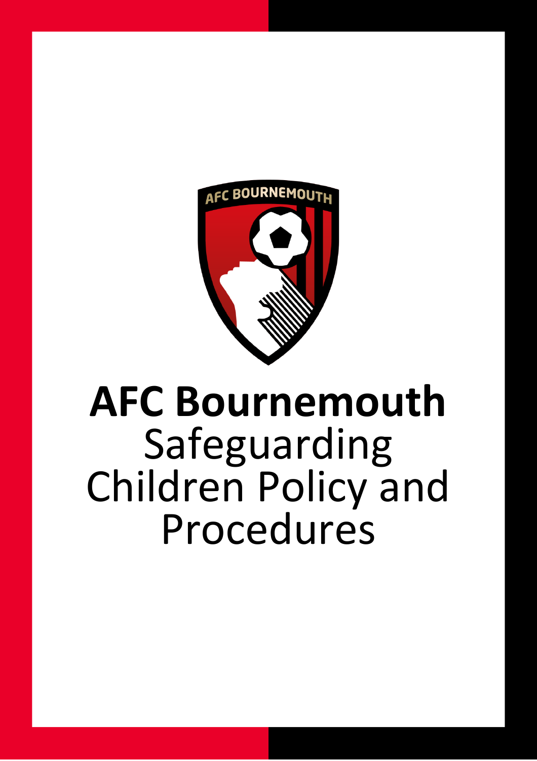# AFC Bournemouth

Safeguarding Children Policy and Procedures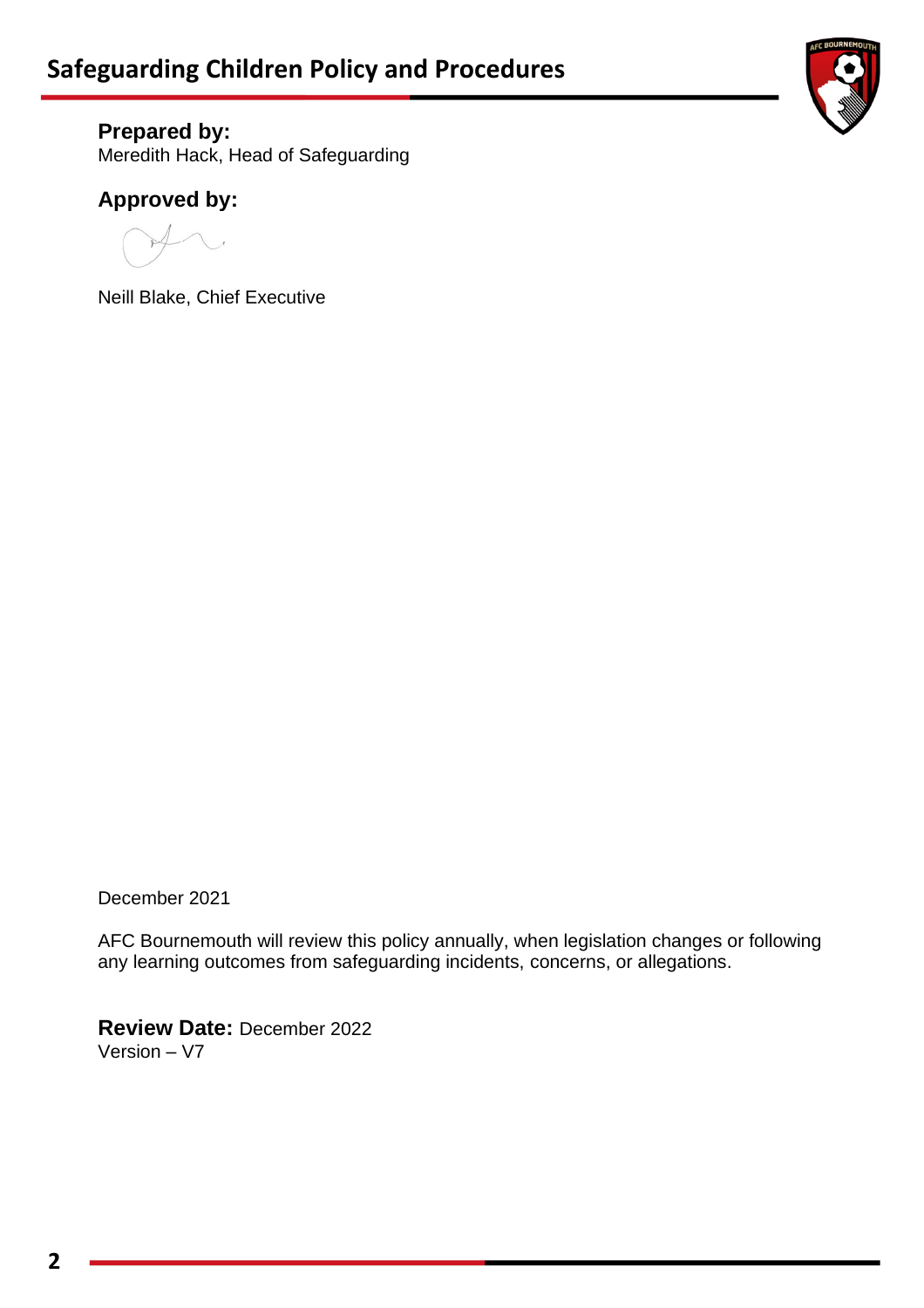**Prepared by:**
Meredith Hack, Head of Safeguarding

**Approved by:**

Neill Blake, Chief Executive

December 2021

AFC Bournemouth will review this policy annually, when legislation changes or following any learning outcomes from safeguarding incidents, concerns, or allegations.

**Review Date:** December 2022
Version – V7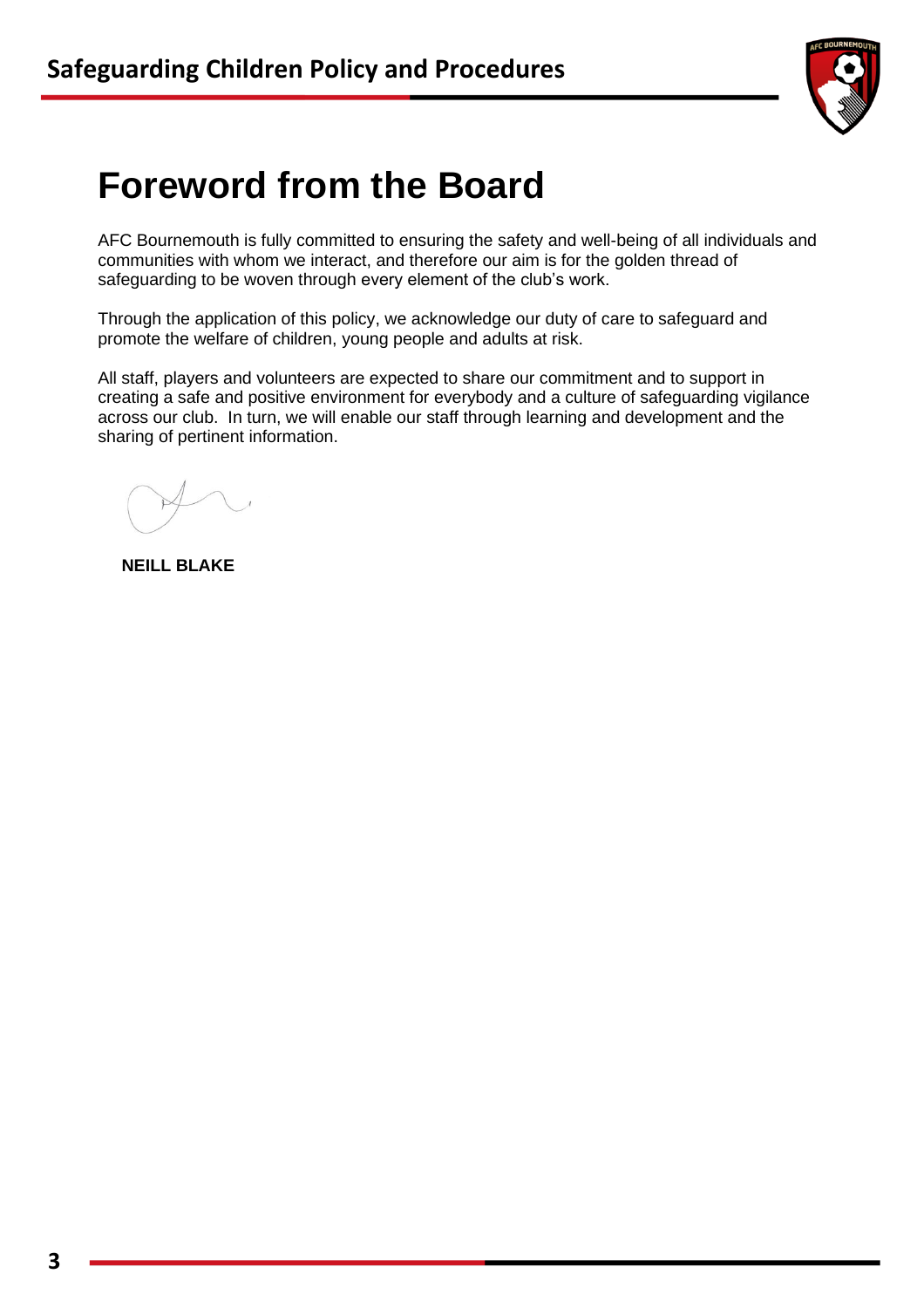# Foreword from the Board

AFC Bournemouth is fully committed to ensuring the safety and well-being of all individuals and communities with whom we interact, and therefore our aim is for the golden thread of safeguarding to be woven through every element of the club's work.

Through the application of this policy, we acknowledge our duty of care to safeguard and promote the welfare of children, young people and adults at risk.

All staff, players and volunteers are expected to share our commitment and to support in creating a safe and positive environment for everybody and a culture of safeguarding vigilance across our club. In turn, we will enable our staff through learning and development and the sharing of pertinent information.

**NEILL BLAKE**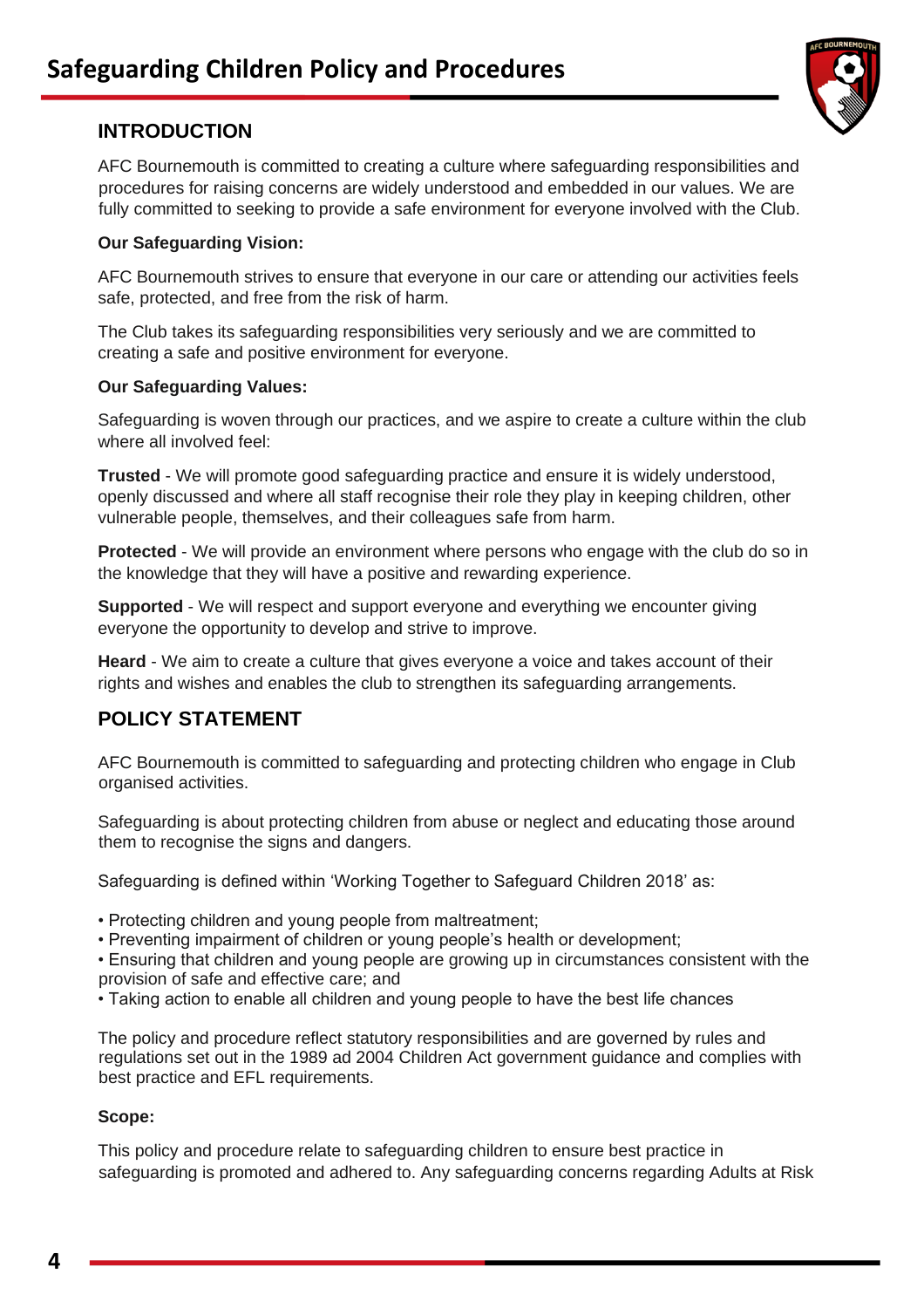# Safeguarding Children Policy and Procedures

## INTRODUCTION

AFC Bournemouth is committed to creating a culture where safeguarding responsibilities and procedures for raising concerns are widely understood and embedded in our values. We are fully committed to seeking to provide a safe environment for everyone involved with the Club.

**Our Safeguarding Vision:**

AFC Bournemouth strives to ensure that everyone in our care or attending our activities feels safe, protected, and free from the risk of harm.

The Club takes its safeguarding responsibilities very seriously and we are committed to creating a safe and positive environment for everyone.

**Our Safeguarding Values:**

Safeguarding is woven through our practices, and we aspire to create a culture within the club where all involved feel:

**Trusted** - We will promote good safeguarding practice and ensure it is widely understood, openly discussed and where all staff recognise their role they play in keeping children, other vulnerable people, themselves, and their colleagues safe from harm.

**Protected** - We will provide an environment where persons who engage with the club do so in the knowledge that they will have a positive and rewarding experience.

**Supported** - We will respect and support everyone and everything we encounter giving everyone the opportunity to develop and strive to improve.

**Heard** - We aim to create a culture that gives everyone a voice and takes account of their rights and wishes and enables the club to strengthen its safeguarding arrangements.

## POLICY STATEMENT

AFC Bournemouth is committed to safeguarding and protecting children who engage in Club organised activities.

Safeguarding is about protecting children from abuse or neglect and educating those around them to recognise the signs and dangers.

Safeguarding is defined within 'Working Together to Safeguard Children 2018' as:

- Protecting children and young people from maltreatment;
- Preventing impairment of children or young people's health or development;
- Ensuring that children and young people are growing up in circumstances consistent with the provision of safe and effective care; and
- Taking action to enable all children and young people to have the best life chances

The policy and procedure reflect statutory responsibilities and are governed by rules and regulations set out in the 1989 ad 2004 Children Act government guidance and complies with best practice and EFL requirements.

**Scope:**

This policy and procedure relate to safeguarding children to ensure best practice in safeguarding is promoted and adhered to. Any safeguarding concerns regarding Adults at Risk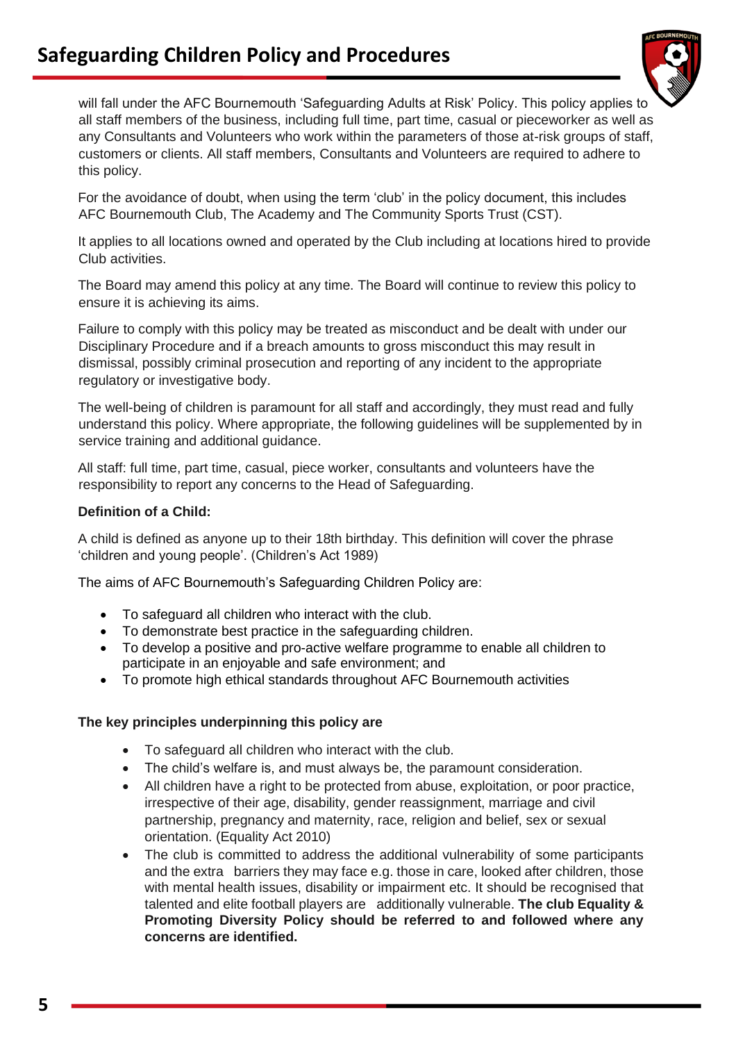will fall under the AFC Bournemouth 'Safeguarding Adults at Risk' Policy. This policy applies to all staff members of the business, including full time, part time, casual or pieceworker as well as any Consultants and Volunteers who work within the parameters of those at-risk groups of staff, customers or clients. All staff members, Consultants and Volunteers are required to adhere to this policy.

For the avoidance of doubt, when using the term 'club' in the policy document, this includes AFC Bournemouth Club, The Academy and The Community Sports Trust (CST).

It applies to all locations owned and operated by the Club including at locations hired to provide Club activities.

The Board may amend this policy at any time. The Board will continue to review this policy to ensure it is achieving its aims.

Failure to comply with this policy may be treated as misconduct and be dealt with under our Disciplinary Procedure and if a breach amounts to gross misconduct this may result in dismissal, possibly criminal prosecution and reporting of any incident to the appropriate regulatory or investigative body.

The well-being of children is paramount for all staff and accordingly, they must read and fully understand this policy. Where appropriate, the following guidelines will be supplemented by in service training and additional guidance.

All staff: full time, part time, casual, piece worker, consultants and volunteers have the responsibility to report any concerns to the Head of Safeguarding.

**Definition of a Child:**

A child is defined as anyone up to their 18th birthday. This definition will cover the phrase 'children and young people'. (Children's Act 1989)

The aims of AFC Bournemouth's Safeguarding Children Policy are:

- To safeguard all children who interact with the club.
- To demonstrate best practice in the safeguarding children.
- To develop a positive and pro-active welfare programme to enable all children to participate in an enjoyable and safe environment; and
- To promote high ethical standards throughout AFC Bournemouth activities

**The key principles underpinning this policy are**

- To safeguard all children who interact with the club.
- The child's welfare is, and must always be, the paramount consideration.
- All children have a right to be protected from abuse, exploitation, or poor practice, irrespective of their age, disability, gender reassignment, marriage and civil partnership, pregnancy and maternity, race, religion and belief, sex or sexual orientation. (Equality Act 2010)
- The club is committed to address the additional vulnerability of some participants and the extra barriers they may face e.g. those in care, looked after children, those with mental health issues, disability or impairment etc. It should be recognised that talented and elite football players are additionally vulnerable. **The club Equality & Promoting Diversity Policy should be referred to and followed where any concerns are identified.**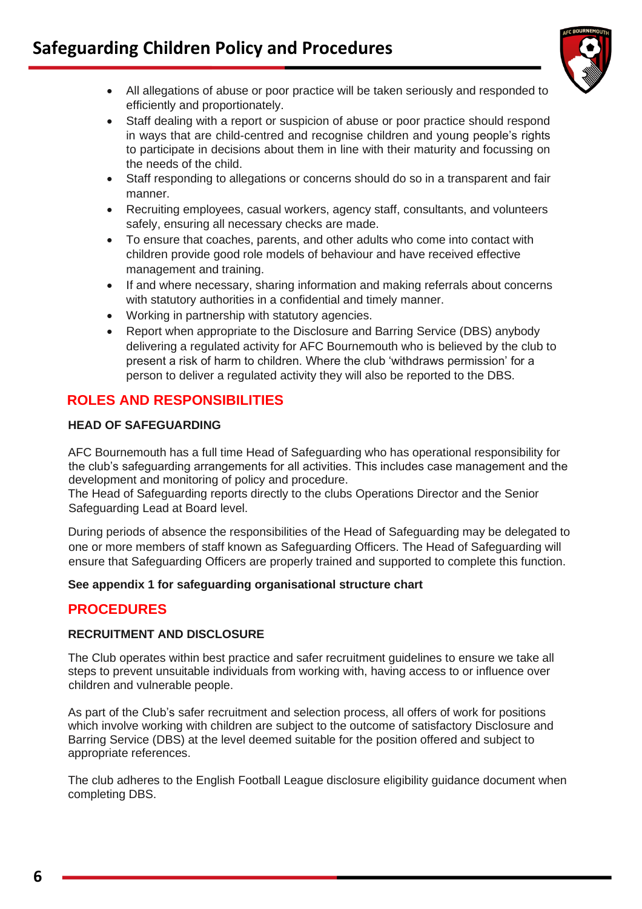- All allegations of abuse or poor practice will be taken seriously and responded to efficiently and proportionately.
- Staff dealing with a report or suspicion of abuse or poor practice should respond in ways that are child-centred and recognise children and young people's rights to participate in decisions about them in line with their maturity and focussing on the needs of the child.
- Staff responding to allegations or concerns should do so in a transparent and fair manner.
- Recruiting employees, casual workers, agency staff, consultants, and volunteers safely, ensuring all necessary checks are made.
- To ensure that coaches, parents, and other adults who come into contact with children provide good role models of behaviour and have received effective management and training.
- If and where necessary, sharing information and making referrals about concerns with statutory authorities in a confidential and timely manner.
- Working in partnership with statutory agencies.
- Report when appropriate to the Disclosure and Barring Service (DBS) anybody delivering a regulated activity for AFC Bournemouth who is believed by the club to present a risk of harm to children. Where the club 'withdraws permission' for a person to deliver a regulated activity they will also be reported to the DBS.

## ROLES AND RESPONSIBILITIES

### HEAD OF SAFEGUARDING

AFC Bournemouth has a full time Head of Safeguarding who has operational responsibility for the club's safeguarding arrangements for all activities. This includes case management and the development and monitoring of policy and procedure.
The Head of Safeguarding reports directly to the clubs Operations Director and the Senior Safeguarding Lead at Board level.

During periods of absence the responsibilities of the Head of Safeguarding may be delegated to one or more members of staff known as Safeguarding Officers. The Head of Safeguarding will ensure that Safeguarding Officers are properly trained and supported to complete this function.

**See appendix 1 for safeguarding organisational structure chart**

## PROCEDURES

### RECRUITMENT AND DISCLOSURE

The Club operates within best practice and safer recruitment guidelines to ensure we take all steps to prevent unsuitable individuals from working with, having access to or influence over children and vulnerable people.

As part of the Club's safer recruitment and selection process, all offers of work for positions which involve working with children are subject to the outcome of satisfactory Disclosure and Barring Service (DBS) at the level deemed suitable for the position offered and subject to appropriate references.

The club adheres to the English Football League disclosure eligibility guidance document when completing DBS.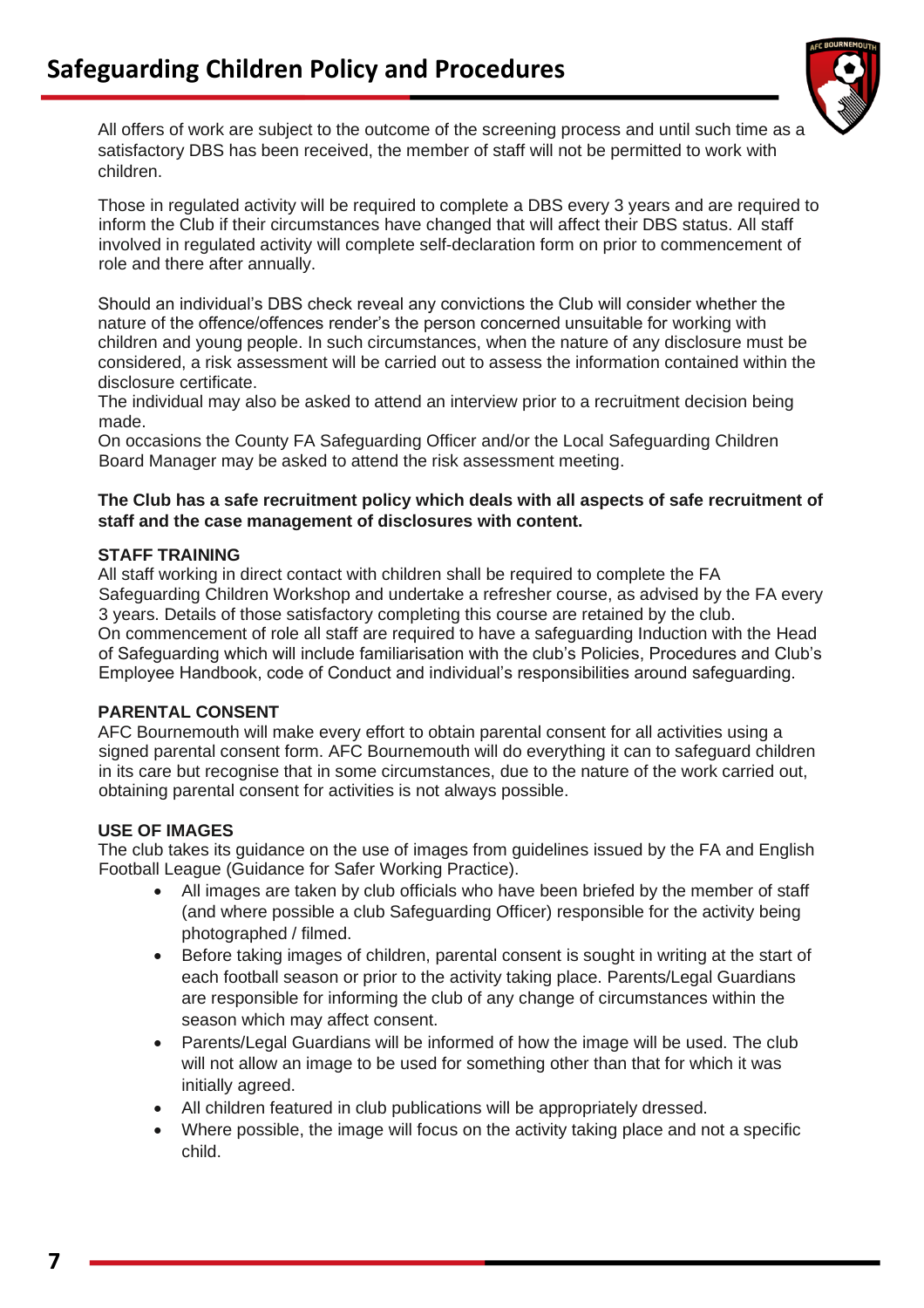All offers of work are subject to the outcome of the screening process and until such time as a satisfactory DBS has been received, the member of staff will not be permitted to work with children.

Those in regulated activity will be required to complete a DBS every 3 years and are required to inform the Club if their circumstances have changed that will affect their DBS status. All staff involved in regulated activity will complete self-declaration form on prior to commencement of role and there after annually.

Should an individual's DBS check reveal any convictions the Club will consider whether the nature of the offence/offences render's the person concerned unsuitable for working with children and young people. In such circumstances, when the nature of any disclosure must be considered, a risk assessment will be carried out to assess the information contained within the disclosure certificate.
The individual may also be asked to attend an interview prior to a recruitment decision being made.
On occasions the County FA Safeguarding Officer and/or the Local Safeguarding Children Board Manager may be asked to attend the risk assessment meeting.

**The Club has a safe recruitment policy which deals with all aspects of safe recruitment of staff and the case management of disclosures with content.**

**STAFF TRAINING**

All staff working in direct contact with children shall be required to complete the FA Safeguarding Children Workshop and undertake a refresher course, as advised by the FA every 3 years. Details of those satisfactory completing this course are retained by the club.
On commencement of role all staff are required to have a safeguarding Induction with the Head of Safeguarding which will include familiarisation with the club's Policies, Procedures and Club's Employee Handbook, code of Conduct and individual's responsibilities around safeguarding.

**PARENTAL CONSENT**

AFC Bournemouth will make every effort to obtain parental consent for all activities using a signed parental consent form. AFC Bournemouth will do everything it can to safeguard children in its care but recognise that in some circumstances, due to the nature of the work carried out, obtaining parental consent for activities is not always possible.

**USE OF IMAGES**

The club takes its guidance on the use of images from guidelines issued by the FA and English Football League (Guidance for Safer Working Practice).

- All images are taken by club officials who have been briefed by the member of staff (and where possible a club Safeguarding Officer) responsible for the activity being photographed / filmed.
- Before taking images of children, parental consent is sought in writing at the start of each football season or prior to the activity taking place. Parents/Legal Guardians are responsible for informing the club of any change of circumstances within the season which may affect consent.
- Parents/Legal Guardians will be informed of how the image will be used. The club will not allow an image to be used for something other than that for which it was initially agreed.
- All children featured in club publications will be appropriately dressed.
- Where possible, the image will focus on the activity taking place and not a specific child.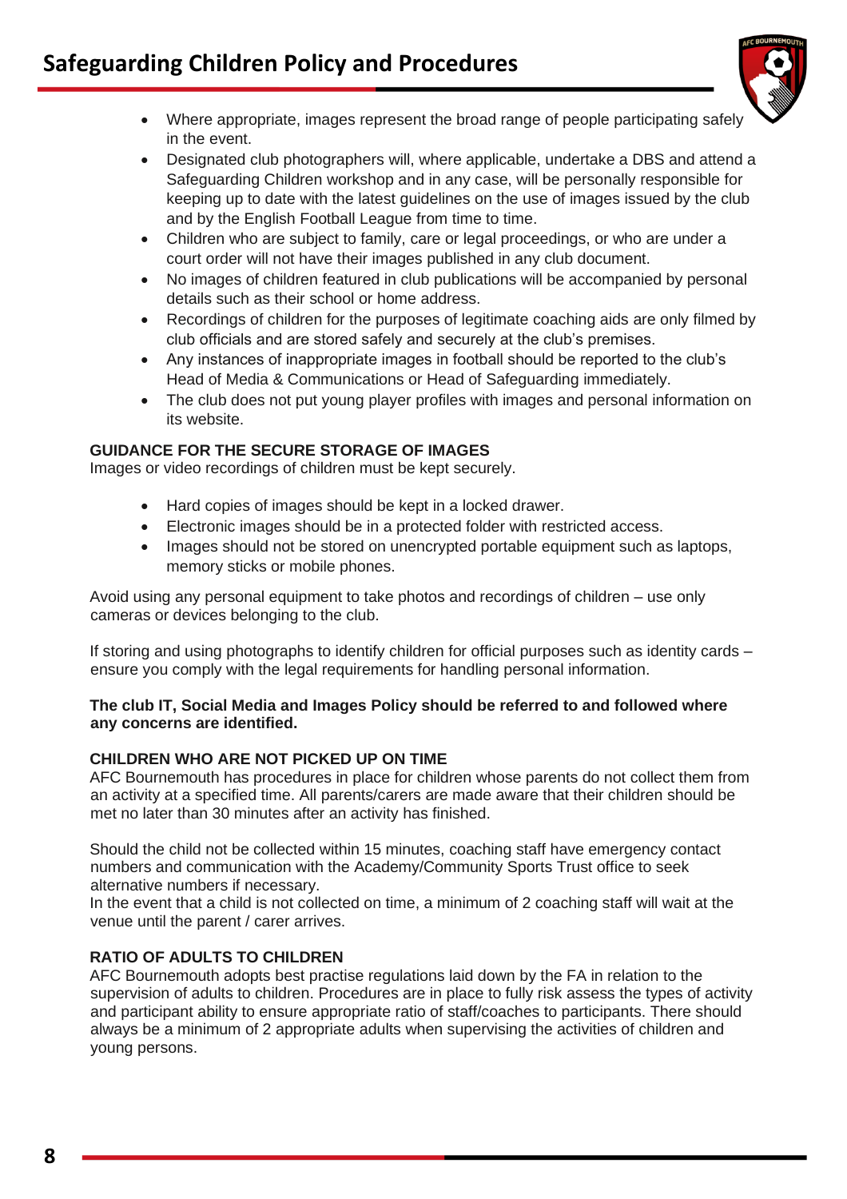- Where appropriate, images represent the broad range of people participating safely in the event.
- Designated club photographers will, where applicable, undertake a DBS and attend a Safeguarding Children workshop and in any case, will be personally responsible for keeping up to date with the latest guidelines on the use of images issued by the club and by the English Football League from time to time.
- Children who are subject to family, care or legal proceedings, or who are under a court order will not have their images published in any club document.
- No images of children featured in club publications will be accompanied by personal details such as their school or home address.
- Recordings of children for the purposes of legitimate coaching aids are only filmed by club officials and are stored safely and securely at the club's premises.
- Any instances of inappropriate images in football should be reported to the club's Head of Media & Communications or Head of Safeguarding immediately.
- The club does not put young player profiles with images and personal information on its website.

### GUIDANCE FOR THE SECURE STORAGE OF IMAGES

Images or video recordings of children must be kept securely.

- Hard copies of images should be kept in a locked drawer.
- Electronic images should be in a protected folder with restricted access.
- Images should not be stored on unencrypted portable equipment such as laptops, memory sticks or mobile phones.

Avoid using any personal equipment to take photos and recordings of children – use only cameras or devices belonging to the club.

If storing and using photographs to identify children for official purposes such as identity cards – ensure you comply with the legal requirements for handling personal information.

**The club IT, Social Media and Images Policy should be referred to and followed where any concerns are identified.**

### CHILDREN WHO ARE NOT PICKED UP ON TIME

AFC Bournemouth has procedures in place for children whose parents do not collect them from an activity at a specified time. All parents/carers are made aware that their children should be met no later than 30 minutes after an activity has finished.

Should the child not be collected within 15 minutes, coaching staff have emergency contact numbers and communication with the Academy/Community Sports Trust office to seek alternative numbers if necessary.
In the event that a child is not collected on time, a minimum of 2 coaching staff will wait at the venue until the parent / carer arrives.

### RATIO OF ADULTS TO CHILDREN

AFC Bournemouth adopts best practise regulations laid down by the FA in relation to the supervision of adults to children. Procedures are in place to fully risk assess the types of activity and participant ability to ensure appropriate ratio of staff/coaches to participants. There should always be a minimum of 2 appropriate adults when supervising the activities of children and young persons.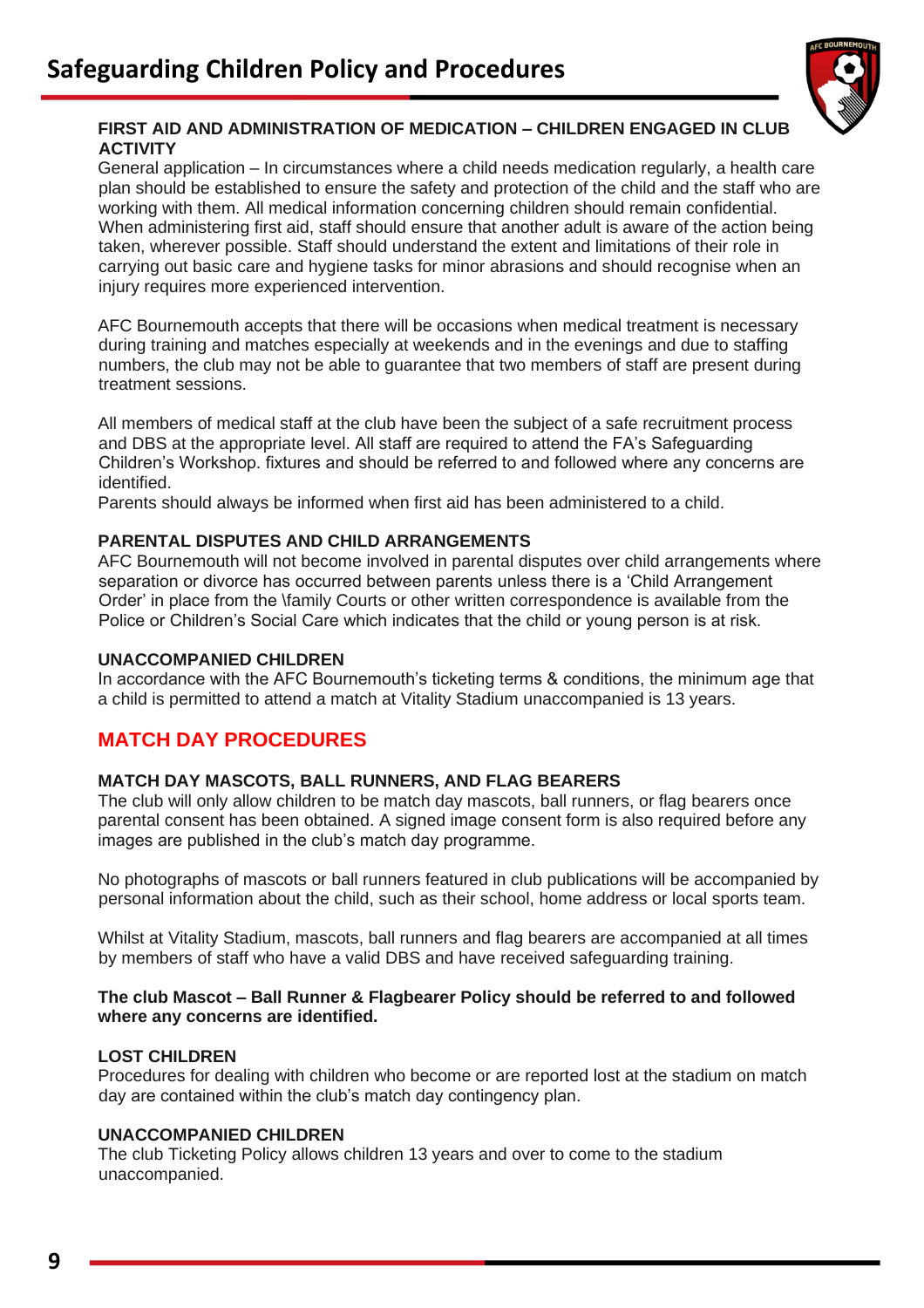**FIRST AID AND ADMINISTRATION OF MEDICATION – CHILDREN ENGAGED IN CLUB ACTIVITY**

General application – In circumstances where a child needs medication regularly, a health care plan should be established to ensure the safety and protection of the child and the staff who are working with them. All medical information concerning children should remain confidential. When administering first aid, staff should ensure that another adult is aware of the action being taken, wherever possible. Staff should understand the extent and limitations of their role in carrying out basic care and hygiene tasks for minor abrasions and should recognise when an injury requires more experienced intervention.

AFC Bournemouth accepts that there will be occasions when medical treatment is necessary during training and matches especially at weekends and in the evenings and due to staffing numbers, the club may not be able to guarantee that two members of staff are present during treatment sessions.

All members of medical staff at the club have been the subject of a safe recruitment process and DBS at the appropriate level. All staff are required to attend the FA's Safeguarding Children's Workshop. fixtures and should be referred to and followed where any concerns are identified.

Parents should always be informed when first aid has been administered to a child.

**PARENTAL DISPUTES AND CHILD ARRANGEMENTS**

AFC Bournemouth will not become involved in parental disputes over child arrangements where separation or divorce has occurred between parents unless there is a 'Child Arrangement Order' in place from the \family Courts or other written correspondence is available from the Police or Children's Social Care which indicates that the child or young person is at risk.

**UNACCOMPANIED CHILDREN**

In accordance with the AFC Bournemouth's ticketing terms & conditions, the minimum age that a child is permitted to attend a match at Vitality Stadium unaccompanied is 13 years.

## MATCH DAY PROCEDURES

**MATCH DAY MASCOTS, BALL RUNNERS, AND FLAG BEARERS**

The club will only allow children to be match day mascots, ball runners, or flag bearers once parental consent has been obtained. A signed image consent form is also required before any images are published in the club's match day programme.

No photographs of mascots or ball runners featured in club publications will be accompanied by personal information about the child, such as their school, home address or local sports team.

Whilst at Vitality Stadium, mascots, ball runners and flag bearers are accompanied at all times by members of staff who have a valid DBS and have received safeguarding training.

**The club Mascot – Ball Runner & Flagbearer Policy should be referred to and followed where any concerns are identified.**

**LOST CHILDREN**

Procedures for dealing with children who become or are reported lost at the stadium on match day are contained within the club's match day contingency plan.

**UNACCOMPANIED CHILDREN**

The club Ticketing Policy allows children 13 years and over to come to the stadium unaccompanied.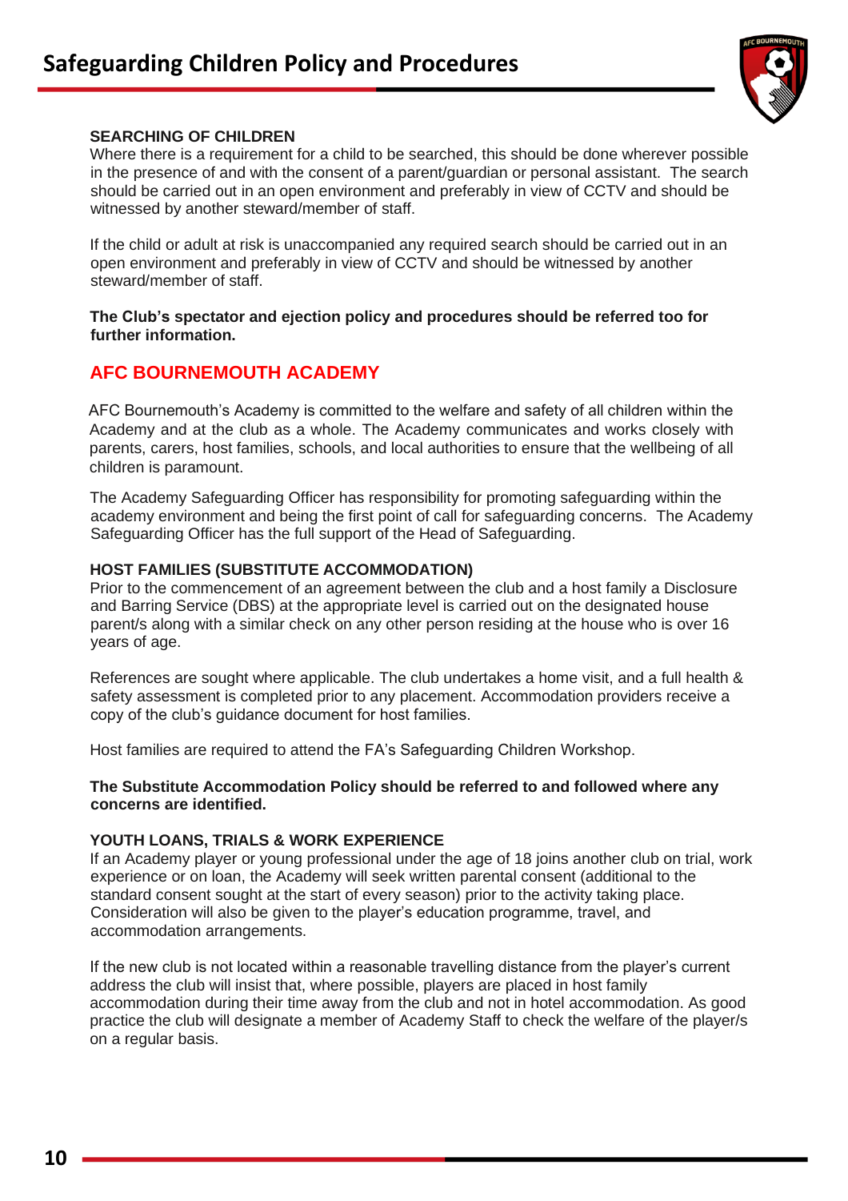### SEARCHING OF CHILDREN

Where there is a requirement for a child to be searched, this should be done wherever possible in the presence of and with the consent of a parent/guardian or personal assistant. The search should be carried out in an open environment and preferably in view of CCTV and should be witnessed by another steward/member of staff.

If the child or adult at risk is unaccompanied any required search should be carried out in an open environment and preferably in view of CCTV and should be witnessed by another steward/member of staff.

**The Club's spectator and ejection policy and procedures should be referred too for further information.**

## AFC BOURNEMOUTH ACADEMY

AFC Bournemouth's Academy is committed to the welfare and safety of all children within the Academy and at the club as a whole. The Academy communicates and works closely with parents, carers, host families, schools, and local authorities to ensure that the wellbeing of all children is paramount.

The Academy Safeguarding Officer has responsibility for promoting safeguarding within the academy environment and being the first point of call for safeguarding concerns. The Academy Safeguarding Officer has the full support of the Head of Safeguarding.

### HOST FAMILIES (SUBSTITUTE ACCOMMODATION)

Prior to the commencement of an agreement between the club and a host family a Disclosure and Barring Service (DBS) at the appropriate level is carried out on the designated house parent/s along with a similar check on any other person residing at the house who is over 16 years of age.

References are sought where applicable. The club undertakes a home visit, and a full health & safety assessment is completed prior to any placement. Accommodation providers receive a copy of the club's guidance document for host families.

Host families are required to attend the FA's Safeguarding Children Workshop.

**The Substitute Accommodation Policy should be referred to and followed where any concerns are identified.**

### YOUTH LOANS, TRIALS & WORK EXPERIENCE

If an Academy player or young professional under the age of 18 joins another club on trial, work experience or on loan, the Academy will seek written parental consent (additional to the standard consent sought at the start of every season) prior to the activity taking place. Consideration will also be given to the player's education programme, travel, and accommodation arrangements.

If the new club is not located within a reasonable travelling distance from the player's current address the club will insist that, where possible, players are placed in host family accommodation during their time away from the club and not in hotel accommodation. As good practice the club will designate a member of Academy Staff to check the welfare of the player/s on a regular basis.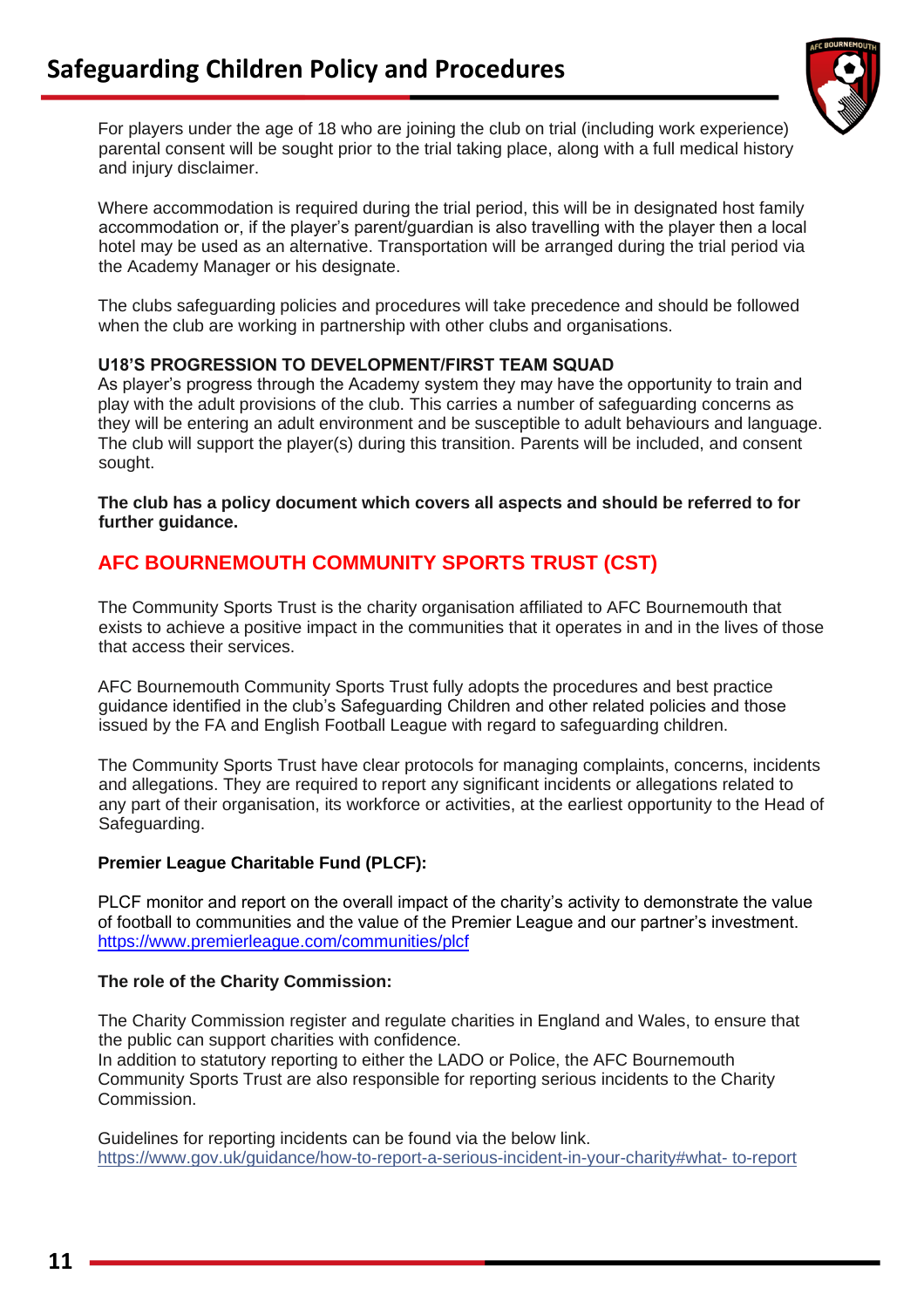For players under the age of 18 who are joining the club on trial (including work experience) parental consent will be sought prior to the trial taking place, along with a full medical history and injury disclaimer.

Where accommodation is required during the trial period, this will be in designated host family accommodation or, if the player's parent/guardian is also travelling with the player then a local hotel may be used as an alternative. Transportation will be arranged during the trial period via the Academy Manager or his designate.

The clubs safeguarding policies and procedures will take precedence and should be followed when the club are working in partnership with other clubs and organisations.

**U18'S PROGRESSION TO DEVELOPMENT/FIRST TEAM SQUAD**

As player's progress through the Academy system they may have the opportunity to train and play with the adult provisions of the club. This carries a number of safeguarding concerns as they will be entering an adult environment and be susceptible to adult behaviours and language. The club will support the player(s) during this transition. Parents will be included, and consent sought.

**The club has a policy document which covers all aspects and should be referred to for further guidance.**

## AFC BOURNEMOUTH COMMUNITY SPORTS TRUST (CST)

The Community Sports Trust is the charity organisation affiliated to AFC Bournemouth that exists to achieve a positive impact in the communities that it operates in and in the lives of those that access their services.

AFC Bournemouth Community Sports Trust fully adopts the procedures and best practice guidance identified in the club's Safeguarding Children and other related policies and those issued by the FA and English Football League with regard to safeguarding children.

The Community Sports Trust have clear protocols for managing complaints, concerns, incidents and allegations. They are required to report any significant incidents or allegations related to any part of their organisation, its workforce or activities, at the earliest opportunity to the Head of Safeguarding.

**Premier League Charitable Fund (PLCF):**

PLCF monitor and report on the overall impact of the charity's activity to demonstrate the value of football to communities and the value of the Premier League and our partner's investment.
https://www.premierleague.com/communities/plcf

**The role of the Charity Commission:**

The Charity Commission register and regulate charities in England and Wales, to ensure that the public can support charities with confidence.
In addition to statutory reporting to either the LADO or Police, the AFC Bournemouth Community Sports Trust are also responsible for reporting serious incidents to the Charity Commission.

Guidelines for reporting incidents can be found via the below link.
https://www.gov.uk/guidance/how-to-report-a-serious-incident-in-your-charity#what- to-report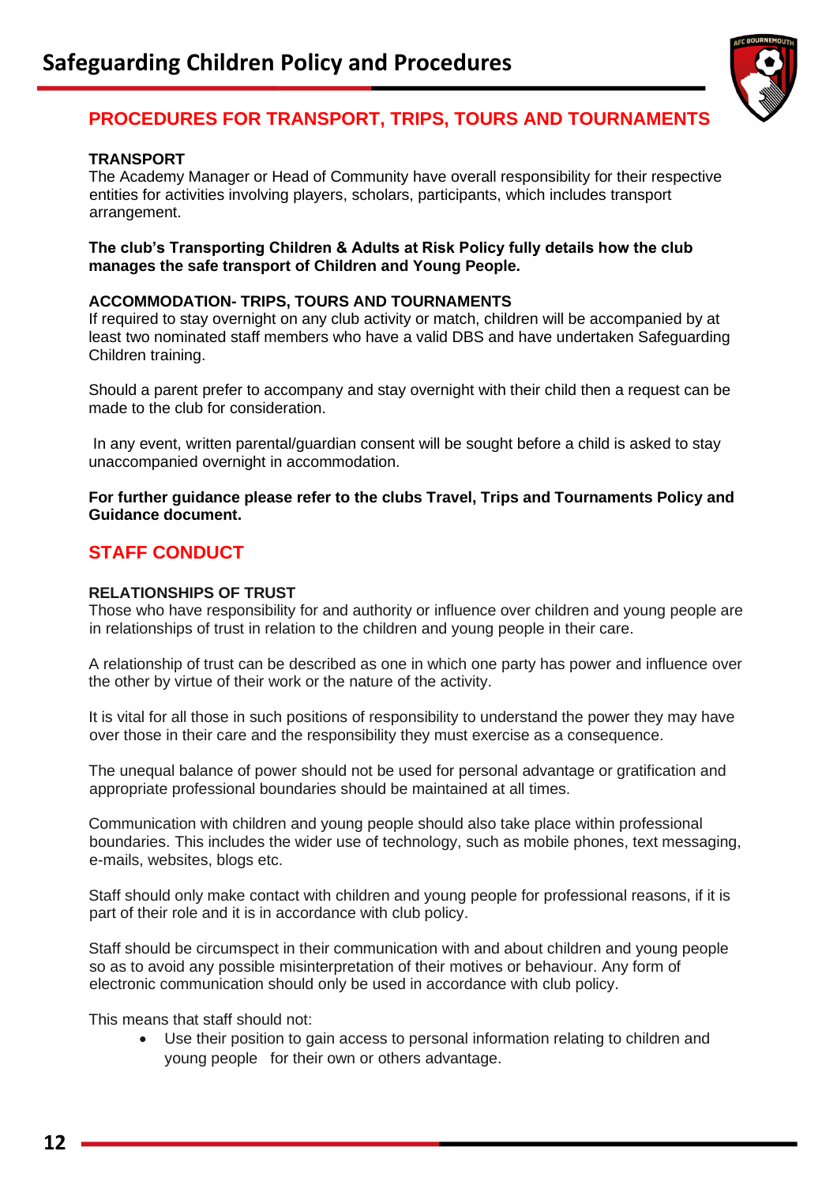## PROCEDURES FOR TRANSPORT, TRIPS, TOURS AND TOURNAMENTS

**TRANSPORT**
The Academy Manager or Head of Community have overall responsibility for their respective entities for activities involving players, scholars, participants, which includes transport arrangement.

**The club's Transporting Children & Adults at Risk Policy fully details how the club manages the safe transport of Children and Young People.**

**ACCOMMODATION- TRIPS, TOURS AND TOURNAMENTS**
If required to stay overnight on any club activity or match, children will be accompanied by at least two nominated staff members who have a valid DBS and have undertaken Safeguarding Children training.

Should a parent prefer to accompany and stay overnight with their child then a request can be made to the club for consideration.

In any event, written parental/guardian consent will be sought before a child is asked to stay unaccompanied overnight in accommodation.

**For further guidance please refer to the clubs Travel, Trips and Tournaments Policy and Guidance document.**

## STAFF CONDUCT

**RELATIONSHIPS OF TRUST**
Those who have responsibility for and authority or influence over children and young people are in relationships of trust in relation to the children and young people in their care.

A relationship of trust can be described as one in which one party has power and influence over the other by virtue of their work or the nature of the activity.

It is vital for all those in such positions of responsibility to understand the power they may have over those in their care and the responsibility they must exercise as a consequence.

The unequal balance of power should not be used for personal advantage or gratification and appropriate professional boundaries should be maintained at all times.

Communication with children and young people should also take place within professional boundaries. This includes the wider use of technology, such as mobile phones, text messaging, e-mails, websites, blogs etc.

Staff should only make contact with children and young people for professional reasons, if it is part of their role and it is in accordance with club policy.

Staff should be circumspect in their communication with and about children and young people so as to avoid any possible misinterpretation of their motives or behaviour. Any form of electronic communication should only be used in accordance with club policy.

This means that staff should not:

- Use their position to gain access to personal information relating to children and young people for their own or others advantage.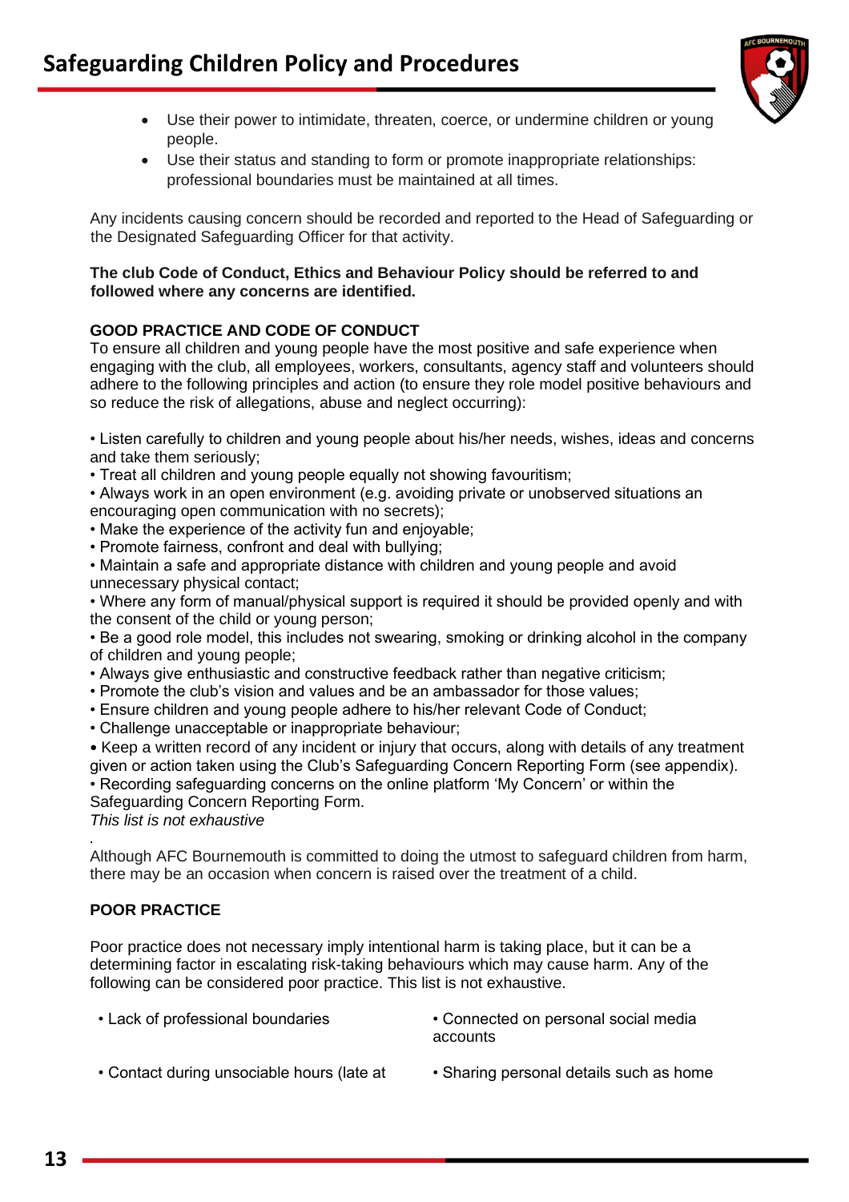- Use their power to intimidate, threaten, coerce, or undermine children or young people.
- Use their status and standing to form or promote inappropriate relationships: professional boundaries must be maintained at all times.

Any incidents causing concern should be recorded and reported to the Head of Safeguarding or the Designated Safeguarding Officer for that activity.

**The club Code of Conduct, Ethics and Behaviour Policy should be referred to and followed where any concerns are identified.**

**GOOD PRACTICE AND CODE OF CONDUCT**

To ensure all children and young people have the most positive and safe experience when engaging with the club, all employees, workers, consultants, agency staff and volunteers should adhere to the following principles and action (to ensure they role model positive behaviours and so reduce the risk of allegations, abuse and neglect occurring):

- Listen carefully to children and young people about his/her needs, wishes, ideas and concerns and take them seriously;
- Treat all children and young people equally not showing favouritism;
- Always work in an open environment (e.g. avoiding private or unobserved situations an encouraging open communication with no secrets);
- Make the experience of the activity fun and enjoyable;
- Promote fairness, confront and deal with bullying;
- Maintain a safe and appropriate distance with children and young people and avoid unnecessary physical contact;
- Where any form of manual/physical support is required it should be provided openly and with the consent of the child or young person;
- Be a good role model, this includes not swearing, smoking or drinking alcohol in the company of children and young people;
- Always give enthusiastic and constructive feedback rather than negative criticism;
- Promote the club's vision and values and be an ambassador for those values;
- Ensure children and young people adhere to his/her relevant Code of Conduct;
- Challenge unacceptable or inappropriate behaviour;
- Keep a written record of any incident or injury that occurs, along with details of any treatment given or action taken using the Club's Safeguarding Concern Reporting Form (see appendix).
- Recording safeguarding concerns on the online platform 'My Concern' or within the Safeguarding Concern Reporting Form.

*This list is not exhaustive*

Although AFC Bournemouth is committed to doing the utmost to safeguard children from harm, there may be an occasion when concern is raised over the treatment of a child.

**POOR PRACTICE**

Poor practice does not necessary imply intentional harm is taking place, but it can be a determining factor in escalating risk-taking behaviours which may cause harm. Any of the following can be considered poor practice. This list is not exhaustive.

- Lack of professional boundaries
- Connected on personal social media accounts
- Contact during unsociable hours (late at
- Sharing personal details such as home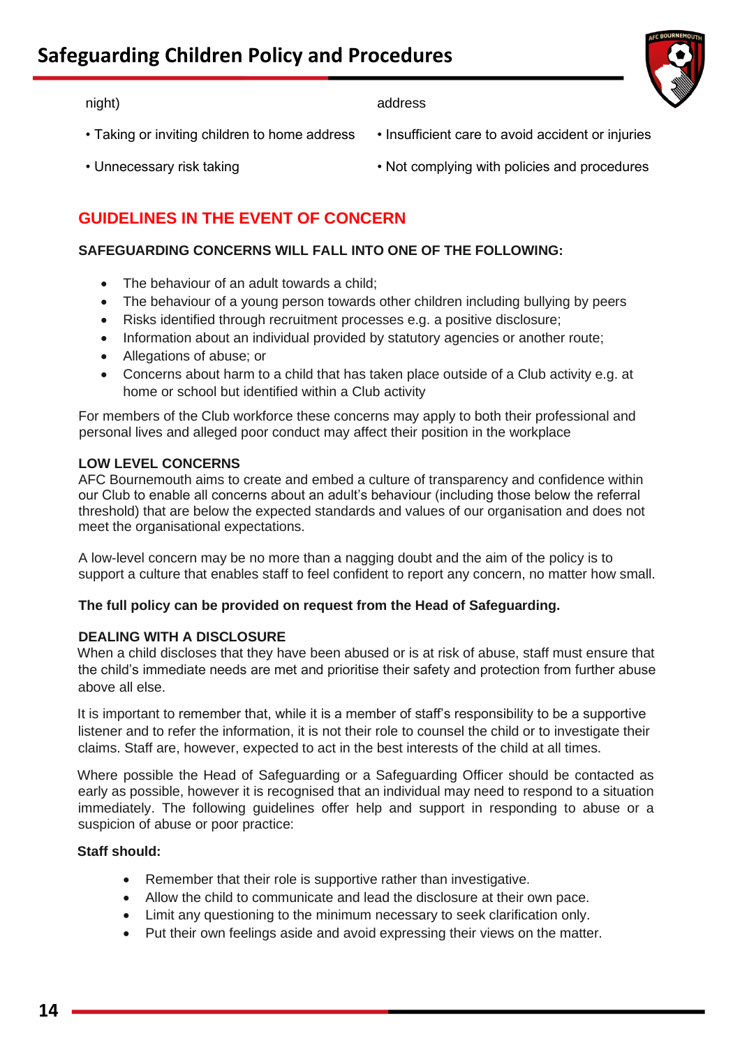| | |
|---|---|
| night) | address |
| • Taking or inviting children to home address | • Insufficient care to avoid accident or injuries |
| • Unnecessary risk taking | • Not complying with policies and procedures |

## GUIDELINES IN THE EVENT OF CONCERN

**SAFEGUARDING CONCERNS WILL FALL INTO ONE OF THE FOLLOWING:**

- The behaviour of an adult towards a child;
- The behaviour of a young person towards other children including bullying by peers
- Risks identified through recruitment processes e.g. a positive disclosure;
- Information about an individual provided by statutory agencies or another route;
- Allegations of abuse; or
- Concerns about harm to a child that has taken place outside of a Club activity e.g. at home or school but identified within a Club activity

For members of the Club workforce these concerns may apply to both their professional and personal lives and alleged poor conduct may affect their position in the workplace

**LOW LEVEL CONCERNS**

AFC Bournemouth aims to create and embed a culture of transparency and confidence within our Club to enable all concerns about an adult's behaviour (including those below the referral threshold) that are below the expected standards and values of our organisation and does not meet the organisational expectations.

A low-level concern may be no more than a nagging doubt and the aim of the policy is to support a culture that enables staff to feel confident to report any concern, no matter how small.

**The full policy can be provided on request from the Head of Safeguarding.**

**DEALING WITH A DISCLOSURE**

When a child discloses that they have been abused or is at risk of abuse, staff must ensure that the child's immediate needs are met and prioritise their safety and protection from further abuse above all else.

It is important to remember that, while it is a member of staff's responsibility to be a supportive listener and to refer the information, it is not their role to counsel the child or to investigate their claims. Staff are, however, expected to act in the best interests of the child at all times.

Where possible the Head of Safeguarding or a Safeguarding Officer should be contacted as early as possible, however it is recognised that an individual may need to respond to a situation immediately. The following guidelines offer help and support in responding to abuse or a suspicion of abuse or poor practice:

**Staff should:**

- Remember that their role is supportive rather than investigative.
- Allow the child to communicate and lead the disclosure at their own pace.
- Limit any questioning to the minimum necessary to seek clarification only.
- Put their own feelings aside and avoid expressing their views on the matter.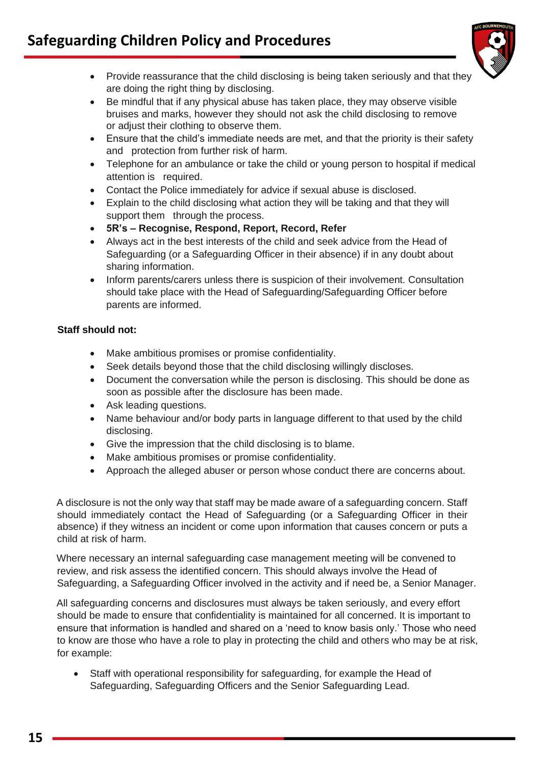- Provide reassurance that the child disclosing is being taken seriously and that they are doing the right thing by disclosing.
- Be mindful that if any physical abuse has taken place, they may observe visible bruises and marks, however they should not ask the child disclosing to remove or adjust their clothing to observe them.
- Ensure that the child's immediate needs are met, and that the priority is their safety and protection from further risk of harm.
- Telephone for an ambulance or take the child or young person to hospital if medical attention is required.
- Contact the Police immediately for advice if sexual abuse is disclosed.
- Explain to the child disclosing what action they will be taking and that they will support them through the process.
- **5R's – Recognise, Respond, Report, Record, Refer**
- Always act in the best interests of the child and seek advice from the Head of Safeguarding (or a Safeguarding Officer in their absence) if in any doubt about sharing information.
- Inform parents/carers unless there is suspicion of their involvement. Consultation should take place with the Head of Safeguarding/Safeguarding Officer before parents are informed.

**Staff should not:**

- Make ambitious promises or promise confidentiality.
- Seek details beyond those that the child disclosing willingly discloses.
- Document the conversation while the person is disclosing. This should be done as soon as possible after the disclosure has been made.
- Ask leading questions.
- Name behaviour and/or body parts in language different to that used by the child disclosing.
- Give the impression that the child disclosing is to blame.
- Make ambitious promises or promise confidentiality.
- Approach the alleged abuser or person whose conduct there are concerns about.

A disclosure is not the only way that staff may be made aware of a safeguarding concern. Staff should immediately contact the Head of Safeguarding (or a Safeguarding Officer in their absence) if they witness an incident or come upon information that causes concern or puts a child at risk of harm.

Where necessary an internal safeguarding case management meeting will be convened to review, and risk assess the identified concern. This should always involve the Head of Safeguarding, a Safeguarding Officer involved in the activity and if need be, a Senior Manager.

All safeguarding concerns and disclosures must always be taken seriously, and every effort should be made to ensure that confidentiality is maintained for all concerned. It is important to ensure that information is handled and shared on a 'need to know basis only.' Those who need to know are those who have a role to play in protecting the child and others who may be at risk, for example:

- Staff with operational responsibility for safeguarding, for example the Head of Safeguarding, Safeguarding Officers and the Senior Safeguarding Lead.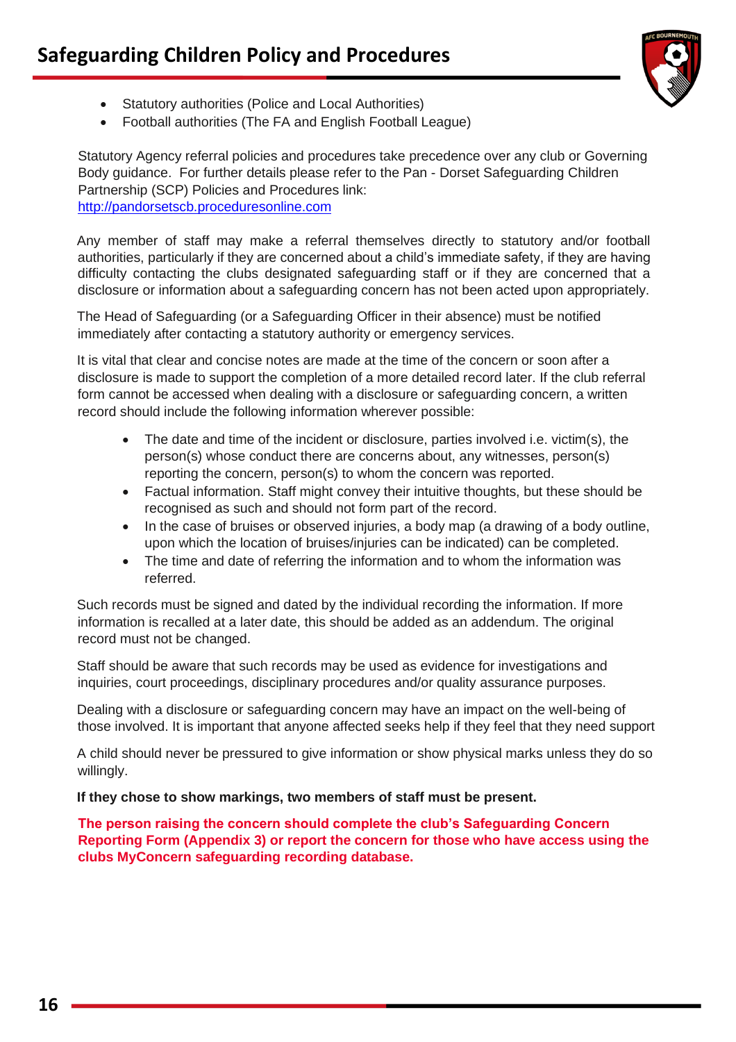- Statutory authorities (Police and Local Authorities)
- Football authorities (The FA and English Football League)

Statutory Agency referral policies and procedures take precedence over any club or Governing Body guidance. For further details please refer to the Pan - Dorset Safeguarding Children Partnership (SCP) Policies and Procedures link:
[http://pandorsetscb.proceduresonline.com](http://pandorsetscb.proceduresonline.com)

Any member of staff may make a referral themselves directly to statutory and/or football authorities, particularly if they are concerned about a child's immediate safety, if they are having difficulty contacting the clubs designated safeguarding staff or if they are concerned that a disclosure or information about a safeguarding concern has not been acted upon appropriately.

The Head of Safeguarding (or a Safeguarding Officer in their absence) must be notified immediately after contacting a statutory authority or emergency services.

It is vital that clear and concise notes are made at the time of the concern or soon after a disclosure is made to support the completion of a more detailed record later. If the club referral form cannot be accessed when dealing with a disclosure or safeguarding concern, a written record should include the following information wherever possible:

- The date and time of the incident or disclosure, parties involved i.e. victim(s), the person(s) whose conduct there are concerns about, any witnesses, person(s) reporting the concern, person(s) to whom the concern was reported.
- Factual information. Staff might convey their intuitive thoughts, but these should be recognised as such and should not form part of the record.
- In the case of bruises or observed injuries, a body map (a drawing of a body outline, upon which the location of bruises/injuries can be indicated) can be completed.
- The time and date of referring the information and to whom the information was referred.

Such records must be signed and dated by the individual recording the information. If more information is recalled at a later date, this should be added as an addendum. The original record must not be changed.

Staff should be aware that such records may be used as evidence for investigations and inquiries, court proceedings, disciplinary procedures and/or quality assurance purposes.

Dealing with a disclosure or safeguarding concern may have an impact on the well-being of those involved. It is important that anyone affected seeks help if they feel that they need support

A child should never be pressured to give information or show physical marks unless they do so willingly.

**If they chose to show markings, two members of staff must be present.**

**The person raising the concern should complete the club's Safeguarding Concern Reporting Form (Appendix 3) or report the concern for those who have access using the clubs MyConcern safeguarding recording database.**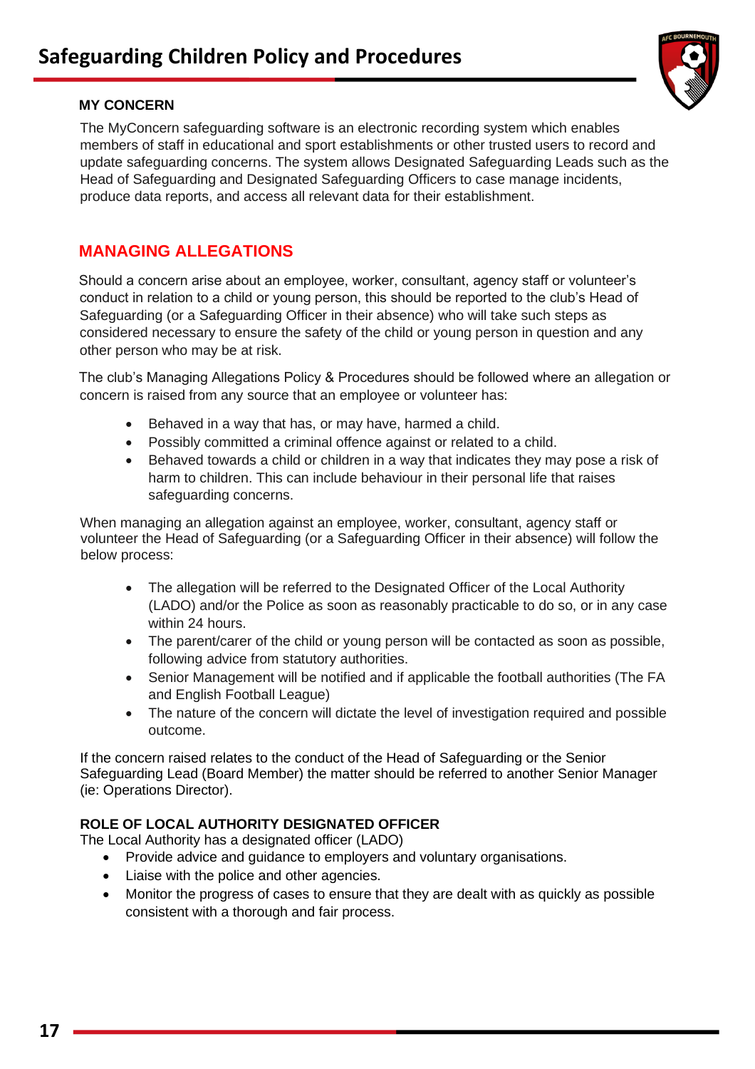### MY CONCERN

The MyConcern safeguarding software is an electronic recording system which enables members of staff in educational and sport establishments or other trusted users to record and update safeguarding concerns. The system allows Designated Safeguarding Leads such as the Head of Safeguarding and Designated Safeguarding Officers to case manage incidents, produce data reports, and access all relevant data for their establishment.

## MANAGING ALLEGATIONS

Should a concern arise about an employee, worker, consultant, agency staff or volunteer's conduct in relation to a child or young person, this should be reported to the club's Head of Safeguarding (or a Safeguarding Officer in their absence) who will take such steps as considered necessary to ensure the safety of the child or young person in question and any other person who may be at risk.

The club's Managing Allegations Policy & Procedures should be followed where an allegation or concern is raised from any source that an employee or volunteer has:

- Behaved in a way that has, or may have, harmed a child.
- Possibly committed a criminal offence against or related to a child.
- Behaved towards a child or children in a way that indicates they may pose a risk of harm to children. This can include behaviour in their personal life that raises safeguarding concerns.

When managing an allegation against an employee, worker, consultant, agency staff or volunteer the Head of Safeguarding (or a Safeguarding Officer in their absence) will follow the below process:

- The allegation will be referred to the Designated Officer of the Local Authority (LADO) and/or the Police as soon as reasonably practicable to do so, or in any case within 24 hours.
- The parent/carer of the child or young person will be contacted as soon as possible, following advice from statutory authorities.
- Senior Management will be notified and if applicable the football authorities (The FA and English Football League)
- The nature of the concern will dictate the level of investigation required and possible outcome.

If the concern raised relates to the conduct of the Head of Safeguarding or the Senior Safeguarding Lead (Board Member) the matter should be referred to another Senior Manager (ie: Operations Director).

### ROLE OF LOCAL AUTHORITY DESIGNATED OFFICER

The Local Authority has a designated officer (LADO)

- Provide advice and guidance to employers and voluntary organisations.
- Liaise with the police and other agencies.
- Monitor the progress of cases to ensure that they are dealt with as quickly as possible consistent with a thorough and fair process.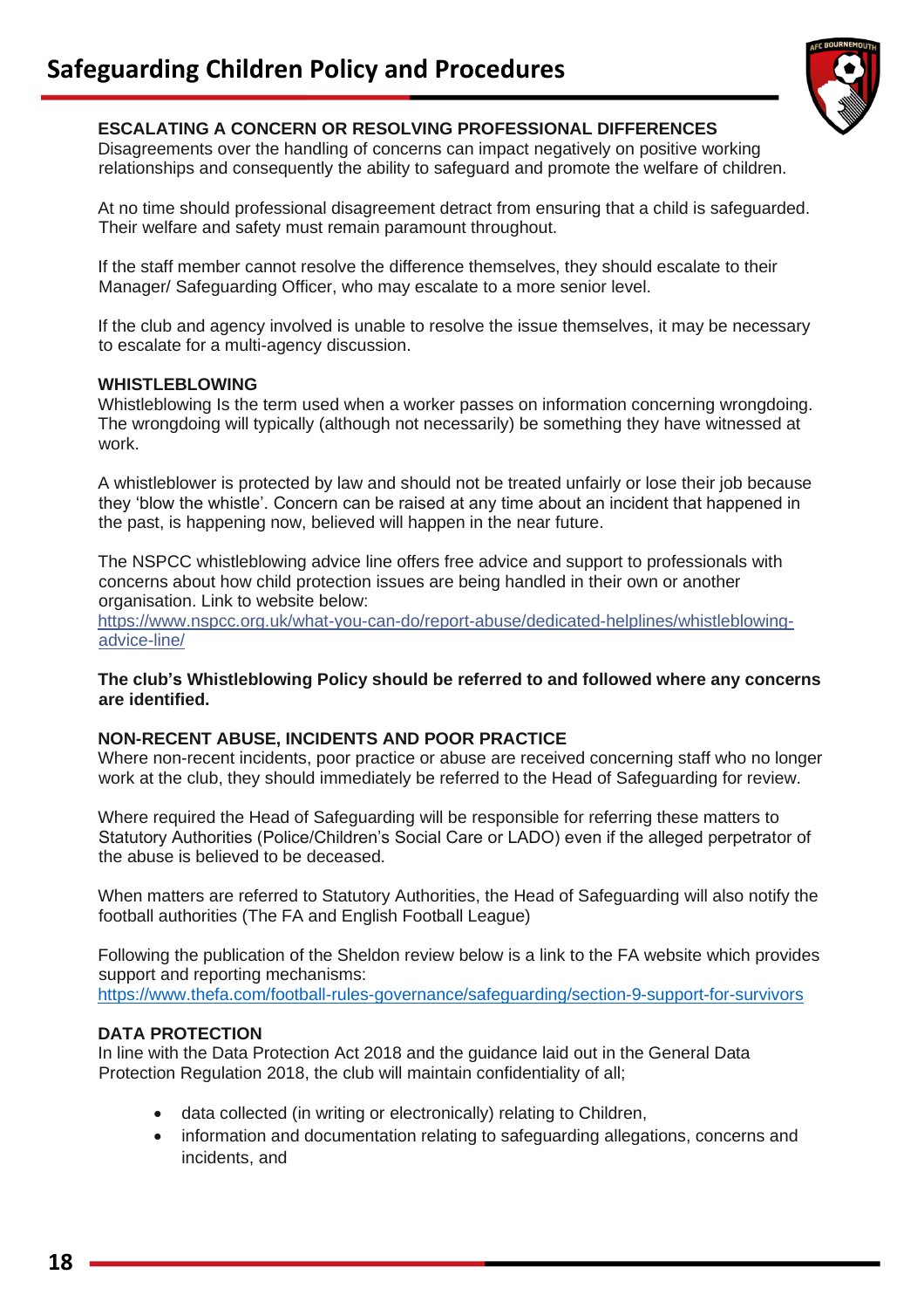## ESCALATING A CONCERN OR RESOLVING PROFESSIONAL DIFFERENCES

Disagreements over the handling of concerns can impact negatively on positive working relationships and consequently the ability to safeguard and promote the welfare of children.

At no time should professional disagreement detract from ensuring that a child is safeguarded. Their welfare and safety must remain paramount throughout.

If the staff member cannot resolve the difference themselves, they should escalate to their Manager/ Safeguarding Officer, who may escalate to a more senior level.

If the club and agency involved is unable to resolve the issue themselves, it may be necessary to escalate for a multi-agency discussion.

## WHISTLEBLOWING

Whistleblowing Is the term used when a worker passes on information concerning wrongdoing. The wrongdoing will typically (although not necessarily) be something they have witnessed at work.

A whistleblower is protected by law and should not be treated unfairly or lose their job because they 'blow the whistle'. Concern can be raised at any time about an incident that happened in the past, is happening now, believed will happen in the near future.

The NSPCC whistleblowing advice line offers free advice and support to professionals with concerns about how child protection issues are being handled in their own or another organisation. Link to website below:
https://www.nspcc.org.uk/what-you-can-do/report-abuse/dedicated-helplines/whistleblowing-advice-line/

**The club's Whistleblowing Policy should be referred to and followed where any concerns are identified.**

## NON-RECENT ABUSE, INCIDENTS AND POOR PRACTICE

Where non-recent incidents, poor practice or abuse are received concerning staff who no longer work at the club, they should immediately be referred to the Head of Safeguarding for review.

Where required the Head of Safeguarding will be responsible for referring these matters to Statutory Authorities (Police/Children's Social Care or LADO) even if the alleged perpetrator of the abuse is believed to be deceased.

When matters are referred to Statutory Authorities, the Head of Safeguarding will also notify the football authorities (The FA and English Football League)

Following the publication of the Sheldon review below is a link to the FA website which provides support and reporting mechanisms:
https://www.thefa.com/football-rules-governance/safeguarding/section-9-support-for-survivors

## DATA PROTECTION

In line with the Data Protection Act 2018 and the guidance laid out in the General Data Protection Regulation 2018, the club will maintain confidentiality of all;

- data collected (in writing or electronically) relating to Children,
- information and documentation relating to safeguarding allegations, concerns and incidents, and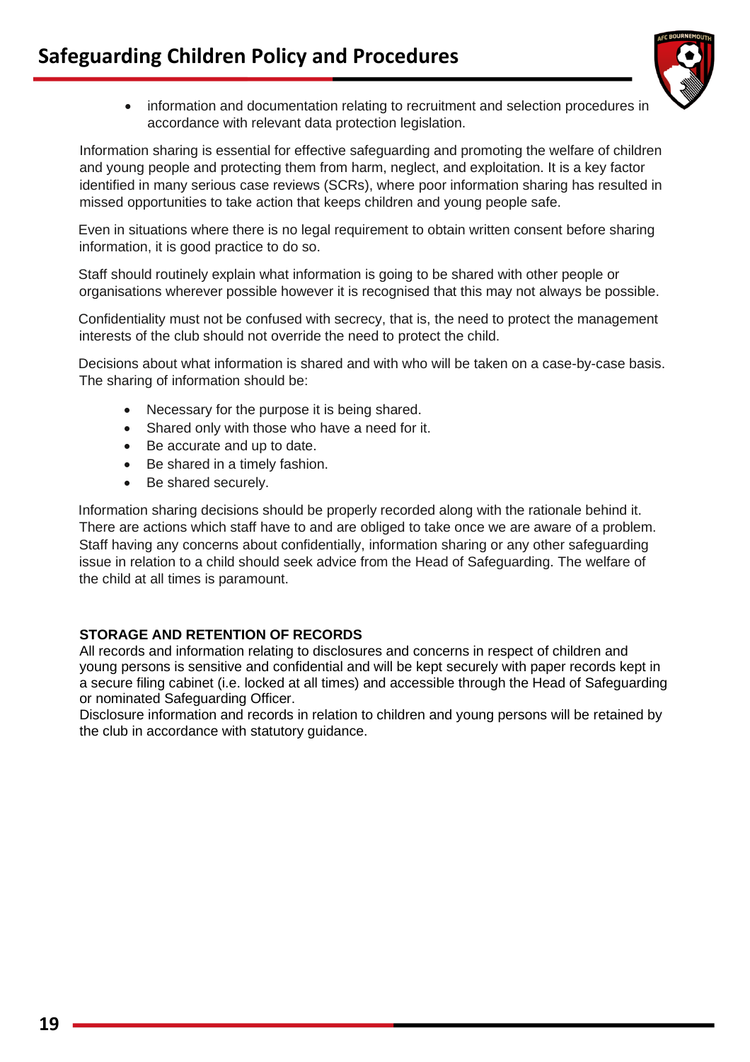- information and documentation relating to recruitment and selection procedures in accordance with relevant data protection legislation.

Information sharing is essential for effective safeguarding and promoting the welfare of children and young people and protecting them from harm, neglect, and exploitation. It is a key factor identified in many serious case reviews (SCRs), where poor information sharing has resulted in missed opportunities to take action that keeps children and young people safe.

Even in situations where there is no legal requirement to obtain written consent before sharing information, it is good practice to do so.

Staff should routinely explain what information is going to be shared with other people or organisations wherever possible however it is recognised that this may not always be possible.

Confidentiality must not be confused with secrecy, that is, the need to protect the management interests of the club should not override the need to protect the child.

Decisions about what information is shared and with who will be taken on a case-by-case basis. The sharing of information should be:

- Necessary for the purpose it is being shared.
- Shared only with those who have a need for it.
- Be accurate and up to date.
- Be shared in a timely fashion.
- Be shared securely.

Information sharing decisions should be properly recorded along with the rationale behind it. There are actions which staff have to and are obliged to take once we are aware of a problem. Staff having any concerns about confidentially, information sharing or any other safeguarding issue in relation to a child should seek advice from the Head of Safeguarding. The welfare of the child at all times is paramount.

**STORAGE AND RETENTION OF RECORDS**

All records and information relating to disclosures and concerns in respect of children and young persons is sensitive and confidential and will be kept securely with paper records kept in a secure filing cabinet (i.e. locked at all times) and accessible through the Head of Safeguarding or nominated Safeguarding Officer.

Disclosure information and records in relation to children and young persons will be retained by the club in accordance with statutory guidance.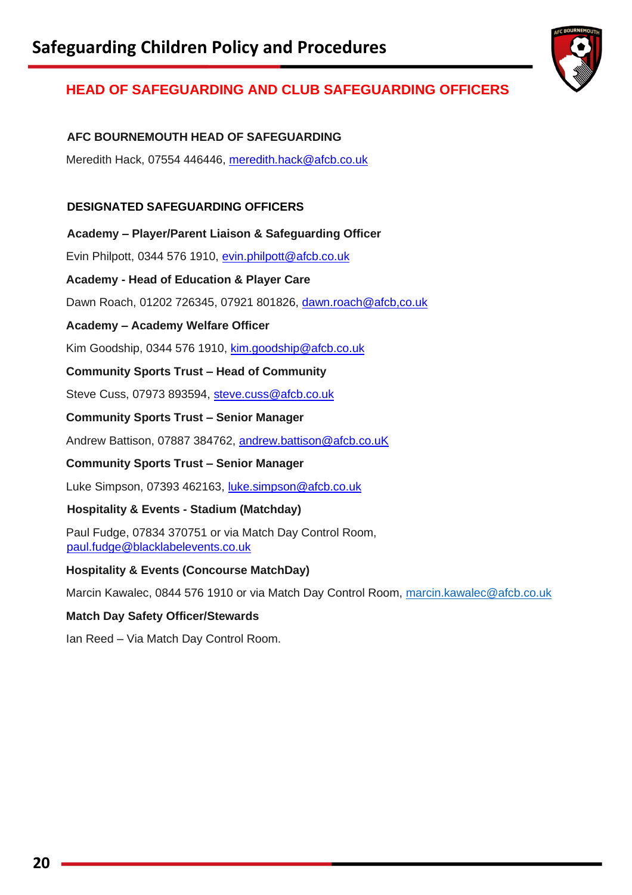## HEAD OF SAFEGUARDING AND CLUB SAFEGUARDING OFFICERS

**AFC BOURNEMOUTH HEAD OF SAFEGUARDING**

Meredith Hack, 07554 446446, meredith.hack@afcb.co.uk

**DESIGNATED SAFEGUARDING OFFICERS**

**Academy – Player/Parent Liaison & Safeguarding Officer**

Evin Philpott, 0344 576 1910, evin.philpott@afcb.co.uk

**Academy - Head of Education & Player Care**

Dawn Roach, 01202 726345, 07921 801826, dawn.roach@afcb,co.uk

**Academy – Academy Welfare Officer**

Kim Goodship, 0344 576 1910, kim.goodship@afcb.co.uk

**Community Sports Trust – Head of Community**

Steve Cuss, 07973 893594, steve.cuss@afcb.co.uk

**Community Sports Trust – Senior Manager**

Andrew Battison, 07887 384762, andrew.battison@afcb.co.uK

**Community Sports Trust – Senior Manager**

Luke Simpson, 07393 462163, luke.simpson@afcb.co.uk

**Hospitality & Events - Stadium (Matchday)**

Paul Fudge, 07834 370751 or via Match Day Control Room, paul.fudge@blacklabelevents.co.uk

**Hospitality & Events (Concourse MatchDay)**

Marcin Kawalec, 0844 576 1910 or via Match Day Control Room, marcin.kawalec@afcb.co.uk

**Match Day Safety Officer/Stewards**

Ian Reed – Via Match Day Control Room.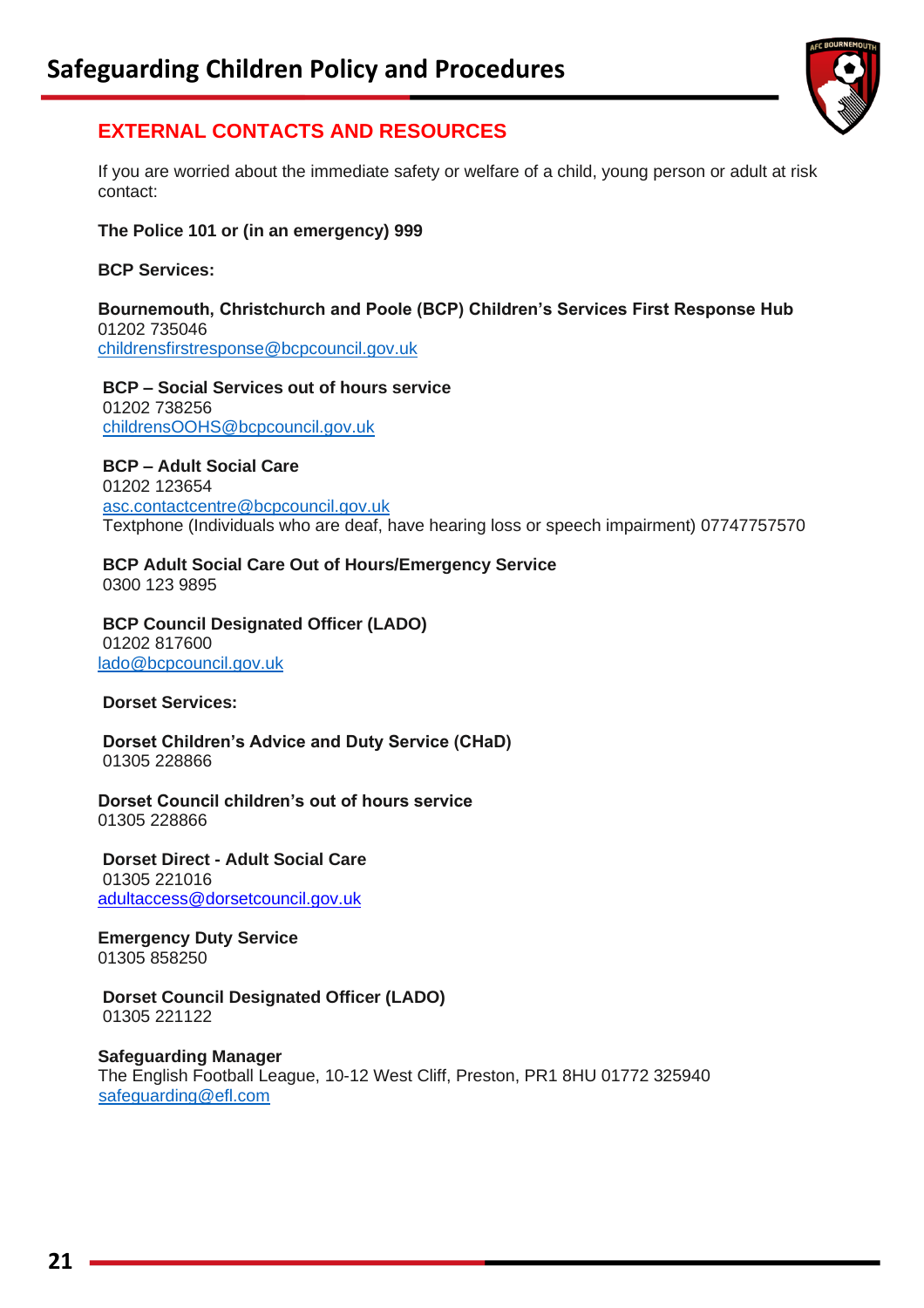## EXTERNAL CONTACTS AND RESOURCES

If you are worried about the immediate safety or welfare of a child, young person or adult at risk contact:

**The Police 101 or (in an emergency) 999**

**BCP Services:**

**Bournemouth, Christchurch and Poole (BCP) Children's Services First Response Hub**
01202 735046
childrensfirstresponse@bcpcouncil.gov.uk

**BCP – Social Services out of hours service**
01202 738256
childrensOOHS@bcpcouncil.gov.uk

**BCP – Adult Social Care**
01202 123654
asc.contactcentre@bcpcouncil.gov.uk
Textphone (Individuals who are deaf, have hearing loss or speech impairment) 07747757570

**BCP Adult Social Care Out of Hours/Emergency Service**
0300 123 9895

**BCP Council Designated Officer (LADO)**
01202 817600
lado@bcpcouncil.gov.uk

**Dorset Services:**

**Dorset Children's Advice and Duty Service (CHaD)**
01305 228866

**Dorset Council children's out of hours service**
01305 228866

**Dorset Direct - Adult Social Care**
01305 221016
adultaccess@dorsetcouncil.gov.uk

**Emergency Duty Service**
01305 858250

**Dorset Council Designated Officer (LADO)**
01305 221122

**Safeguarding Manager**
The English Football League, 10-12 West Cliff, Preston, PR1 8HU 01772 325940
safeguarding@efl.com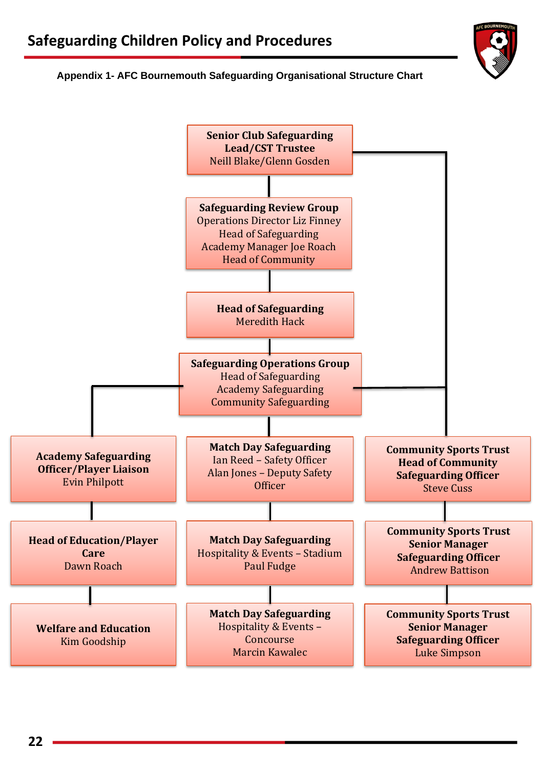## Appendix 1- AFC Bournemouth Safeguarding Organisational Structure Chart

**Senior Club Safeguarding Lead/CST Trustee**
Neill Blake/Glenn Gosden

**Safeguarding Review Group**
Operations Director Liz Finney
Head of Safeguarding
Academy Manager Joe Roach
Head of Community

**Head of Safeguarding**
Meredith Hack

**Safeguarding Operations Group**
Head of Safeguarding
Academy Safeguarding
Community Safeguarding

**Academy Safeguarding Officer/Player Liaison**
Evin Philpott

**Head of Education/Player Care**
Dawn Roach

**Welfare and Education**
Kim Goodship

**Match Day Safeguarding**
Ian Reed – Safety Officer
Alan Jones – Deputy Safety Officer

**Match Day Safeguarding**
Hospitality & Events – Stadium
Paul Fudge

**Match Day Safeguarding**
Hospitality & Events – Concourse
Marcin Kawalec

**Community Sports Trust Head of Community Safeguarding Officer**
Steve Cuss

**Community Sports Trust Senior Manager Safeguarding Officer**
Andrew Battison

**Community Sports Trust Senior Manager Safeguarding Officer**
Luke Simpson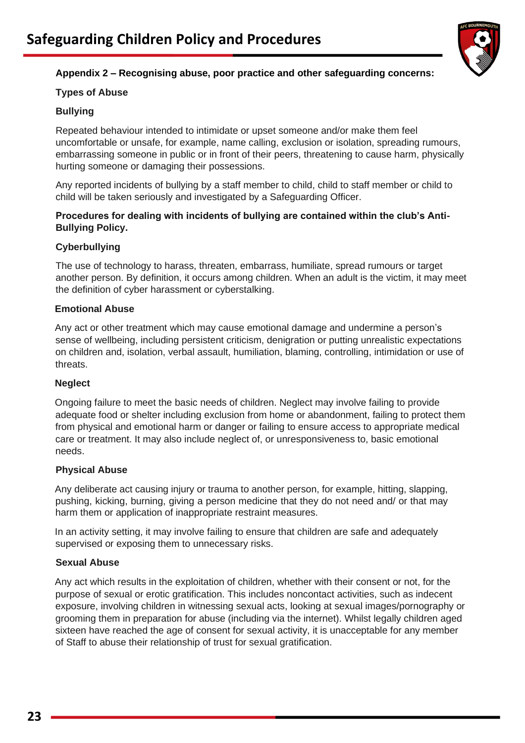## Appendix 2 – Recognising abuse, poor practice and other safeguarding concerns:

### Types of Abuse

#### Bullying

Repeated behaviour intended to intimidate or upset someone and/or make them feel uncomfortable or unsafe, for example, name calling, exclusion or isolation, spreading rumours, embarrassing someone in public or in front of their peers, threatening to cause harm, physically hurting someone or damaging their possessions.

Any reported incidents of bullying by a staff member to child, child to staff member or child to child will be taken seriously and investigated by a Safeguarding Officer.

**Procedures for dealing with incidents of bullying are contained within the club's Anti-Bullying Policy.**

#### Cyberbullying

The use of technology to harass, threaten, embarrass, humiliate, spread rumours or target another person. By definition, it occurs among children. When an adult is the victim, it may meet the definition of cyber harassment or cyberstalking.

#### Emotional Abuse

Any act or other treatment which may cause emotional damage and undermine a person's sense of wellbeing, including persistent criticism, denigration or putting unrealistic expectations on children and, isolation, verbal assault, humiliation, blaming, controlling, intimidation or use of threats.

#### Neglect

Ongoing failure to meet the basic needs of children. Neglect may involve failing to provide adequate food or shelter including exclusion from home or abandonment, failing to protect them from physical and emotional harm or danger or failing to ensure access to appropriate medical care or treatment. It may also include neglect of, or unresponsiveness to, basic emotional needs.

#### Physical Abuse

Any deliberate act causing injury or trauma to another person, for example, hitting, slapping, pushing, kicking, burning, giving a person medicine that they do not need and/ or that may harm them or application of inappropriate restraint measures.

In an activity setting, it may involve failing to ensure that children are safe and adequately supervised or exposing them to unnecessary risks.

#### Sexual Abuse

Any act which results in the exploitation of children, whether with their consent or not, for the purpose of sexual or erotic gratification. This includes noncontact activities, such as indecent exposure, involving children in witnessing sexual acts, looking at sexual images/pornography or grooming them in preparation for abuse (including via the internet). Whilst legally children aged sixteen have reached the age of consent for sexual activity, it is unacceptable for any member of Staff to abuse their relationship of trust for sexual gratification.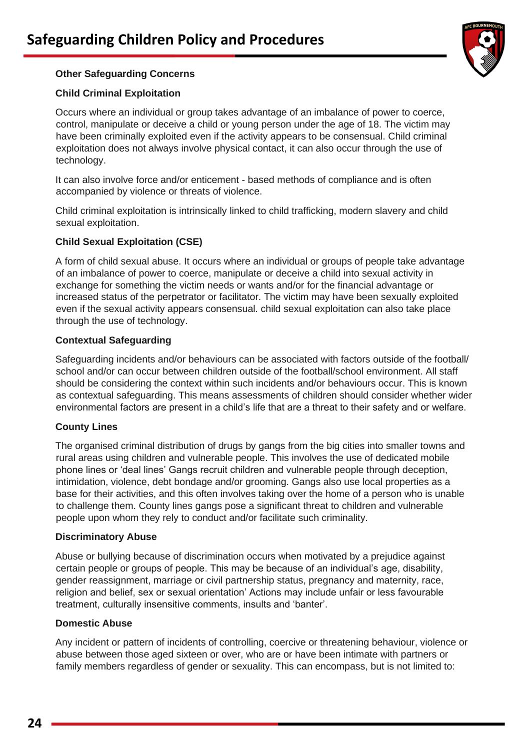## Other Safeguarding Concerns

### Child Criminal Exploitation

Occurs where an individual or group takes advantage of an imbalance of power to coerce, control, manipulate or deceive a child or young person under the age of 18. The victim may have been criminally exploited even if the activity appears to be consensual. Child criminal exploitation does not always involve physical contact, it can also occur through the use of technology.

It can also involve force and/or enticement - based methods of compliance and is often accompanied by violence or threats of violence.

Child criminal exploitation is intrinsically linked to child trafficking, modern slavery and child sexual exploitation.

### Child Sexual Exploitation (CSE)

A form of child sexual abuse. It occurs where an individual or groups of people take advantage of an imbalance of power to coerce, manipulate or deceive a child into sexual activity in exchange for something the victim needs or wants and/or for the financial advantage or increased status of the perpetrator or facilitator. The victim may have been sexually exploited even if the sexual activity appears consensual. child sexual exploitation can also take place through the use of technology.

### Contextual Safeguarding

Safeguarding incidents and/or behaviours can be associated with factors outside of the football/ school and/or can occur between children outside of the football/school environment. All staff should be considering the context within such incidents and/or behaviours occur. This is known as contextual safeguarding. This means assessments of children should consider whether wider environmental factors are present in a child's life that are a threat to their safety and or welfare.

### County Lines

The organised criminal distribution of drugs by gangs from the big cities into smaller towns and rural areas using children and vulnerable people. This involves the use of dedicated mobile phone lines or 'deal lines' Gangs recruit children and vulnerable people through deception, intimidation, violence, debt bondage and/or grooming. Gangs also use local properties as a base for their activities, and this often involves taking over the home of a person who is unable to challenge them. County lines gangs pose a significant threat to children and vulnerable people upon whom they rely to conduct and/or facilitate such criminality.

### Discriminatory Abuse

Abuse or bullying because of discrimination occurs when motivated by a prejudice against certain people or groups of people. This may be because of an individual's age, disability, gender reassignment, marriage or civil partnership status, pregnancy and maternity, race, religion and belief, sex or sexual orientation' Actions may include unfair or less favourable treatment, culturally insensitive comments, insults and 'banter'.

### Domestic Abuse

Any incident or pattern of incidents of controlling, coercive or threatening behaviour, violence or abuse between those aged sixteen or over, who are or have been intimate with partners or family members regardless of gender or sexuality. This can encompass, but is not limited to: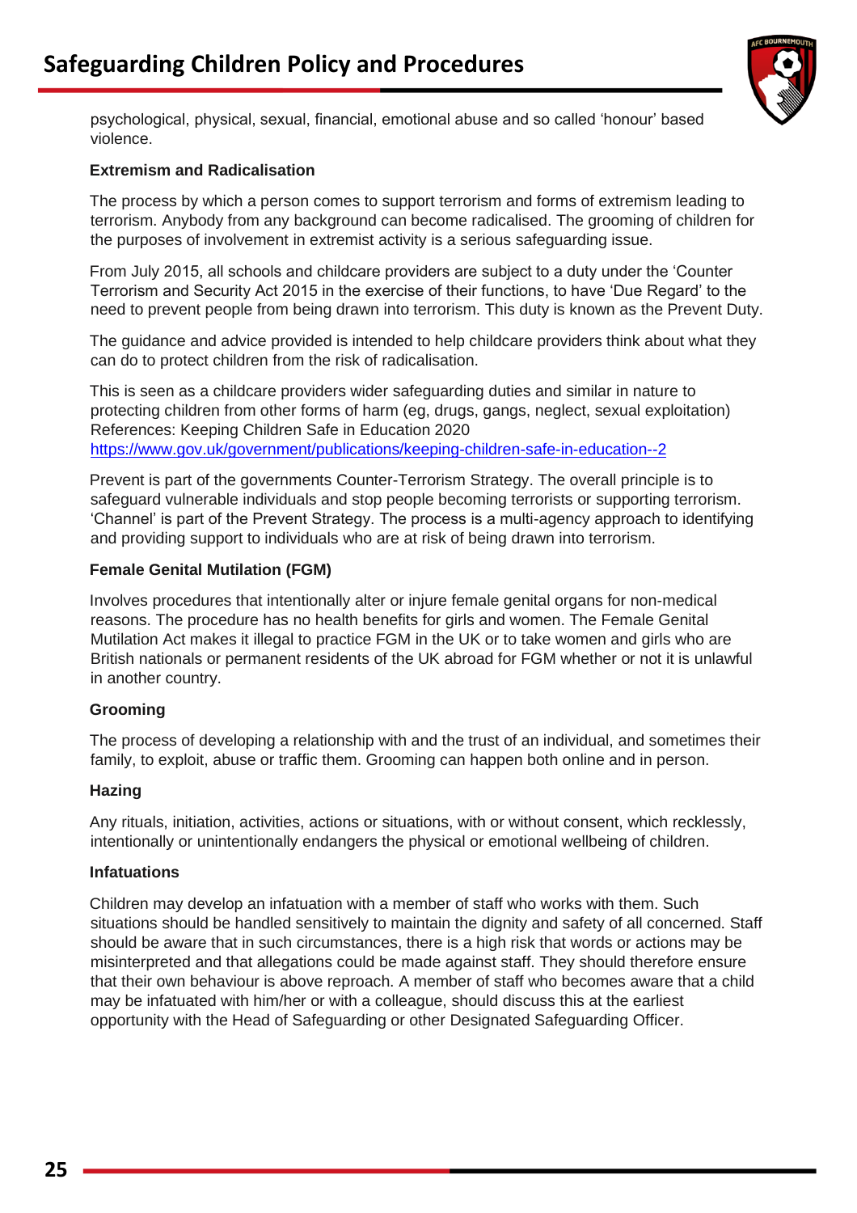psychological, physical, sexual, financial, emotional abuse and so called 'honour' based violence.

**Extremism and Radicalisation**

The process by which a person comes to support terrorism and forms of extremism leading to terrorism. Anybody from any background can become radicalised. The grooming of children for the purposes of involvement in extremist activity is a serious safeguarding issue.

From July 2015, all schools and childcare providers are subject to a duty under the 'Counter Terrorism and Security Act 2015 in the exercise of their functions, to have 'Due Regard' to the need to prevent people from being drawn into terrorism. This duty is known as the Prevent Duty.

The guidance and advice provided is intended to help childcare providers think about what they can do to protect children from the risk of radicalisation.

This is seen as a childcare providers wider safeguarding duties and similar in nature to protecting children from other forms of harm (eg, drugs, gangs, neglect, sexual exploitation) References: Keeping Children Safe in Education 2020
https://www.gov.uk/government/publications/keeping-children-safe-in-education--2

Prevent is part of the governments Counter-Terrorism Strategy. The overall principle is to safeguard vulnerable individuals and stop people becoming terrorists or supporting terrorism. 'Channel' is part of the Prevent Strategy. The process is a multi-agency approach to identifying and providing support to individuals who are at risk of being drawn into terrorism.

**Female Genital Mutilation (FGM)**

Involves procedures that intentionally alter or injure female genital organs for non-medical reasons. The procedure has no health benefits for girls and women. The Female Genital Mutilation Act makes it illegal to practice FGM in the UK or to take women and girls who are British nationals or permanent residents of the UK abroad for FGM whether or not it is unlawful in another country.

**Grooming**

The process of developing a relationship with and the trust of an individual, and sometimes their family, to exploit, abuse or traffic them. Grooming can happen both online and in person.

**Hazing**

Any rituals, initiation, activities, actions or situations, with or without consent, which recklessly, intentionally or unintentionally endangers the physical or emotional wellbeing of children.

**Infatuations**

Children may develop an infatuation with a member of staff who works with them. Such situations should be handled sensitively to maintain the dignity and safety of all concerned. Staff should be aware that in such circumstances, there is a high risk that words or actions may be misinterpreted and that allegations could be made against staff. They should therefore ensure that their own behaviour is above reproach. A member of staff who becomes aware that a child may be infatuated with him/her or with a colleague, should discuss this at the earliest opportunity with the Head of Safeguarding or other Designated Safeguarding Officer.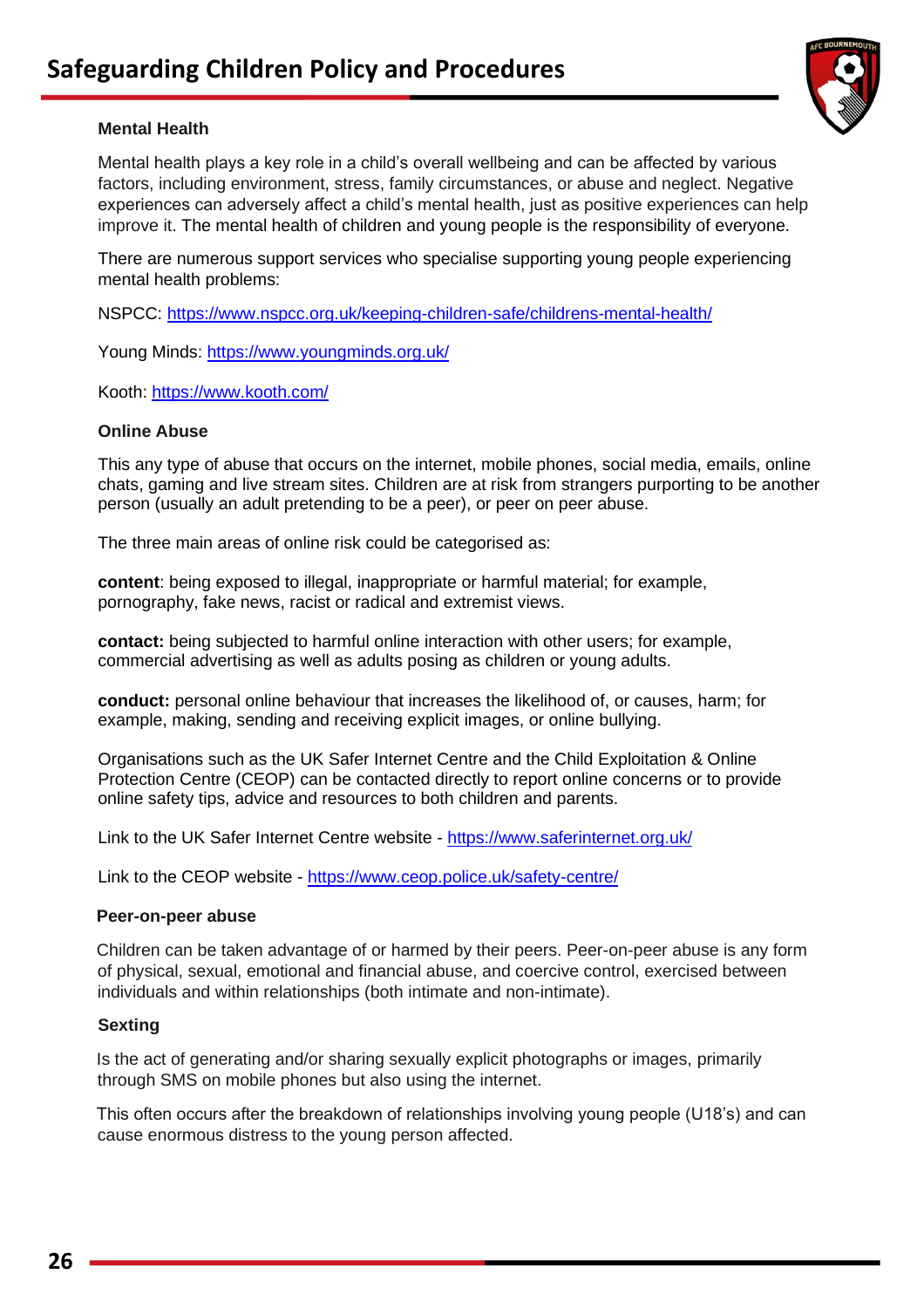### Mental Health

Mental health plays a key role in a child's overall wellbeing and can be affected by various factors, including environment, stress, family circumstances, or abuse and neglect. Negative experiences can adversely affect a child's mental health, just as positive experiences can help improve it. The mental health of children and young people is the responsibility of everyone.

There are numerous support services who specialise supporting young people experiencing mental health problems:

NSPCC: https://www.nspcc.org.uk/keeping-children-safe/childrens-mental-health/

Young Minds: https://www.youngminds.org.uk/

Kooth: https://www.kooth.com/

### Online Abuse

This any type of abuse that occurs on the internet, mobile phones, social media, emails, online chats, gaming and live stream sites. Children are at risk from strangers purporting to be another person (usually an adult pretending to be a peer), or peer on peer abuse.

The three main areas of online risk could be categorised as:

**content**: being exposed to illegal, inappropriate or harmful material; for example, pornography, fake news, racist or radical and extremist views.

**contact:** being subjected to harmful online interaction with other users; for example, commercial advertising as well as adults posing as children or young adults.

**conduct:** personal online behaviour that increases the likelihood of, or causes, harm; for example, making, sending and receiving explicit images, or online bullying.

Organisations such as the UK Safer Internet Centre and the Child Exploitation & Online Protection Centre (CEOP) can be contacted directly to report online concerns or to provide online safety tips, advice and resources to both children and parents.

Link to the UK Safer Internet Centre website - https://www.saferinternet.org.uk/

Link to the CEOP website - https://www.ceop.police.uk/safety-centre/

### Peer-on-peer abuse

Children can be taken advantage of or harmed by their peers. Peer-on-peer abuse is any form of physical, sexual, emotional and financial abuse, and coercive control, exercised between individuals and within relationships (both intimate and non-intimate).

### Sexting

Is the act of generating and/or sharing sexually explicit photographs or images, primarily through SMS on mobile phones but also using the internet.

This often occurs after the breakdown of relationships involving young people (U18's) and can cause enormous distress to the young person affected.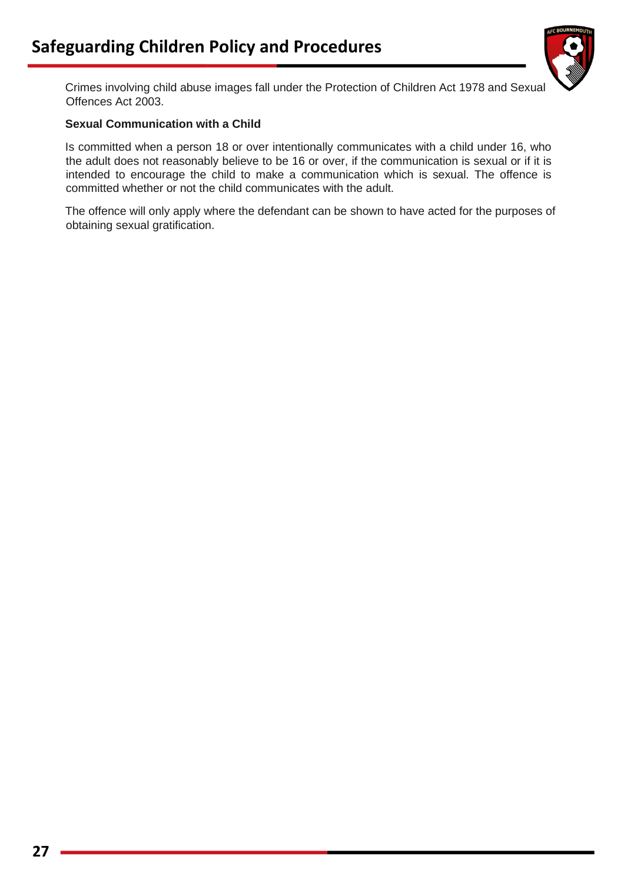Crimes involving child abuse images fall under the Protection of Children Act 1978 and Sexual Offences Act 2003.

**Sexual Communication with a Child**

Is committed when a person 18 or over intentionally communicates with a child under 16, who the adult does not reasonably believe to be 16 or over, if the communication is sexual or if it is intended to encourage the child to make a communication which is sexual. The offence is committed whether or not the child communicates with the adult.

The offence will only apply where the defendant can be shown to have acted for the purposes of obtaining sexual gratification.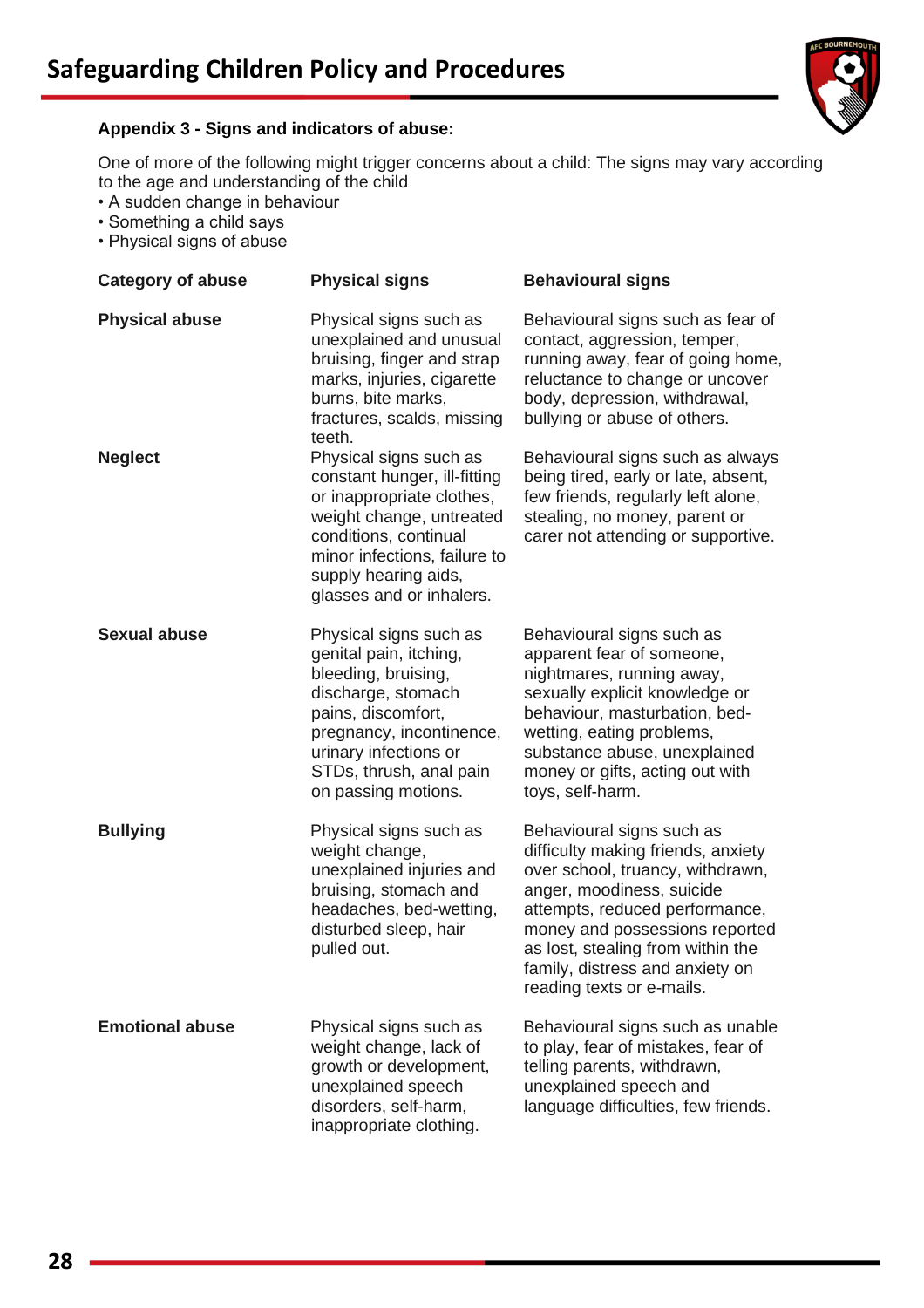### Appendix 3 - Signs and indicators of abuse:

One of more of the following might trigger concerns about a child: The signs may vary according to the age and understanding of the child

- A sudden change in behaviour
- Something a child says
- Physical signs of abuse

| Category of abuse | Physical signs | Behavioural signs |
|---|---|---|
| **Physical abuse** | Physical signs such as unexplained and unusual bruising, finger and strap marks, injuries, cigarette burns, bite marks, fractures, scalds, missing teeth. | Behavioural signs such as fear of contact, aggression, temper, running away, fear of going home, reluctance to change or uncover body, depression, withdrawal, bullying or abuse of others. |
| **Neglect** | Physical signs such as constant hunger, ill-fitting or inappropriate clothes, weight change, untreated conditions, continual minor infections, failure to supply hearing aids, glasses and or inhalers. | Behavioural signs such as always being tired, early or late, absent, few friends, regularly left alone, stealing, no money, parent or carer not attending or supportive. |
| **Sexual abuse** | Physical signs such as genital pain, itching, bleeding, bruising, discharge, stomach pains, discomfort, pregnancy, incontinence, urinary infections or STDs, thrush, anal pain on passing motions. | Behavioural signs such as apparent fear of someone, nightmares, running away, sexually explicit knowledge or behaviour, masturbation, bed-wetting, eating problems, substance abuse, unexplained money or gifts, acting out with toys, self-harm. |
| **Bullying** | Physical signs such as weight change, unexplained injuries and bruising, stomach and headaches, bed-wetting, disturbed sleep, hair pulled out. | Behavioural signs such as difficulty making friends, anxiety over school, truancy, withdrawn, anger, moodiness, suicide attempts, reduced performance, money and possessions reported as lost, stealing from within the family, distress and anxiety on reading texts or e-mails. |
| **Emotional abuse** | Physical signs such as weight change, lack of growth or development, unexplained speech disorders, self-harm, inappropriate clothing. | Behavioural signs such as unable to play, fear of mistakes, fear of telling parents, withdrawn, unexplained speech and language difficulties, few friends. |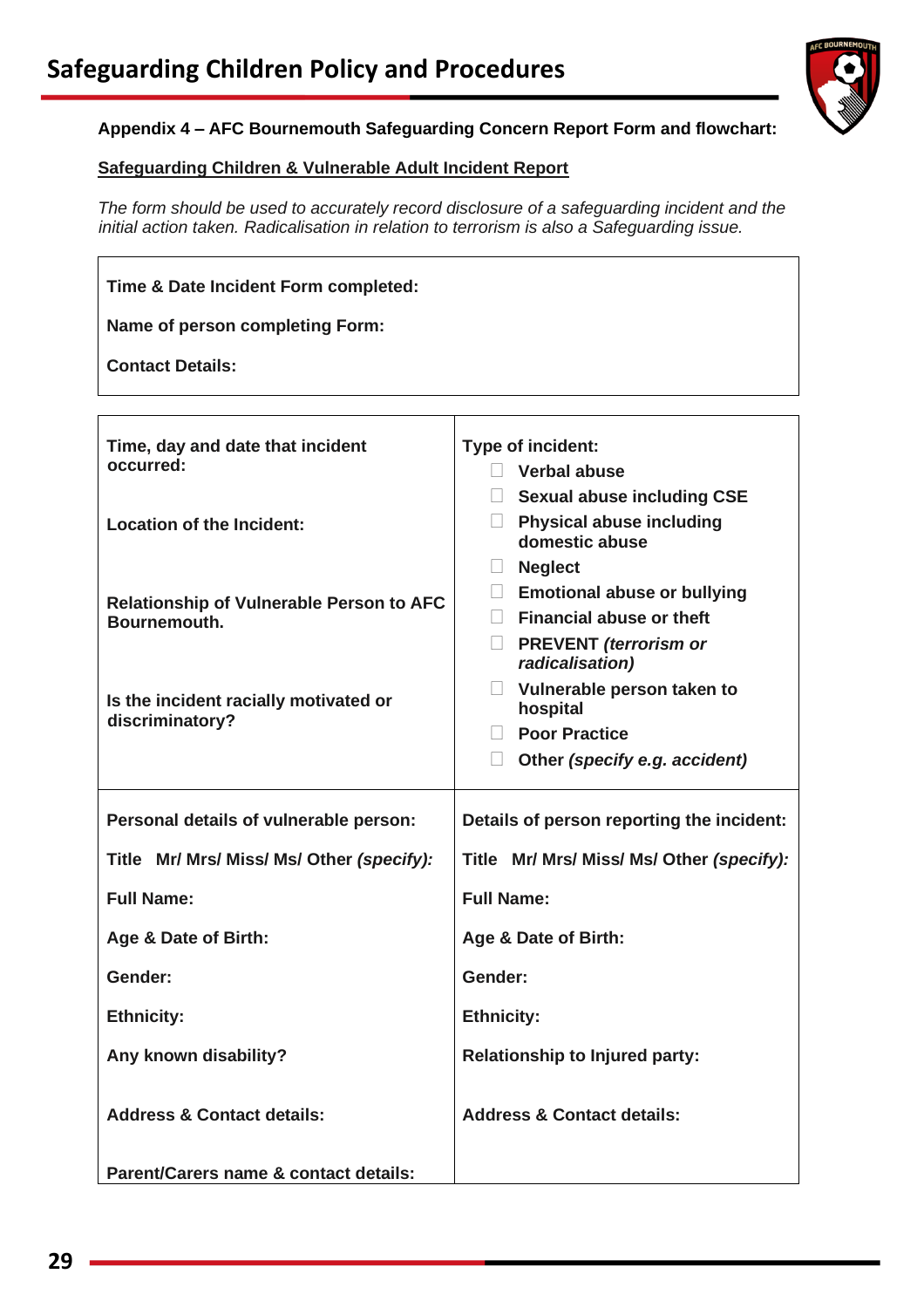**Appendix 4 – AFC Bournemouth Safeguarding Concern Report Form and flowchart:**

**Safeguarding Children & Vulnerable Adult Incident Report**

*The form should be used to accurately record disclosure of a safeguarding incident and the initial action taken. Radicalisation in relation to terrorism is also a Safeguarding issue.*

| |
|---|
| **Time & Date Incident Form completed:** |
| **Name of person completing Form:** |
| **Contact Details:** |

| | |
|---|---|
| **Time, day and date that incident occurred:**<br><br>**Location of the Incident:**<br><br>**Relationship of Vulnerable Person to AFC Bournemouth.**<br><br>**Is the incident racially motivated or discriminatory?** | **Type of incident:**<br>☐ **Verbal abuse**<br>☐ **Sexual abuse including CSE**<br>☐ **Physical abuse including domestic abuse**<br>☐ **Neglect**<br>☐ **Emotional abuse or bullying**<br>☐ **Financial abuse or theft**<br>☐ **PREVENT *(terrorism or radicalisation)***<br>☐ **Vulnerable person taken to hospital**<br>☐ **Poor Practice**<br>☐ **Other *(specify e.g. accident)*** |
| **Personal details of vulnerable person:**<br><br>**Title Mr/ Mrs/ Miss/ Ms/ Other *(specify):***<br><br>**Full Name:**<br><br>**Age & Date of Birth:**<br><br>**Gender:**<br><br>**Ethnicity:**<br><br>**Any known disability?**<br><br>**Address & Contact details:**<br><br>**Parent/Carers name & contact details:** | **Details of person reporting the incident:**<br><br>**Title Mr/ Mrs/ Miss/ Ms/ Other *(specify):***<br><br>**Full Name:**<br><br>**Age & Date of Birth:**<br><br>**Gender:**<br><br>**Ethnicity:**<br><br>**Relationship to Injured party:**<br><br>**Address & Contact details:** |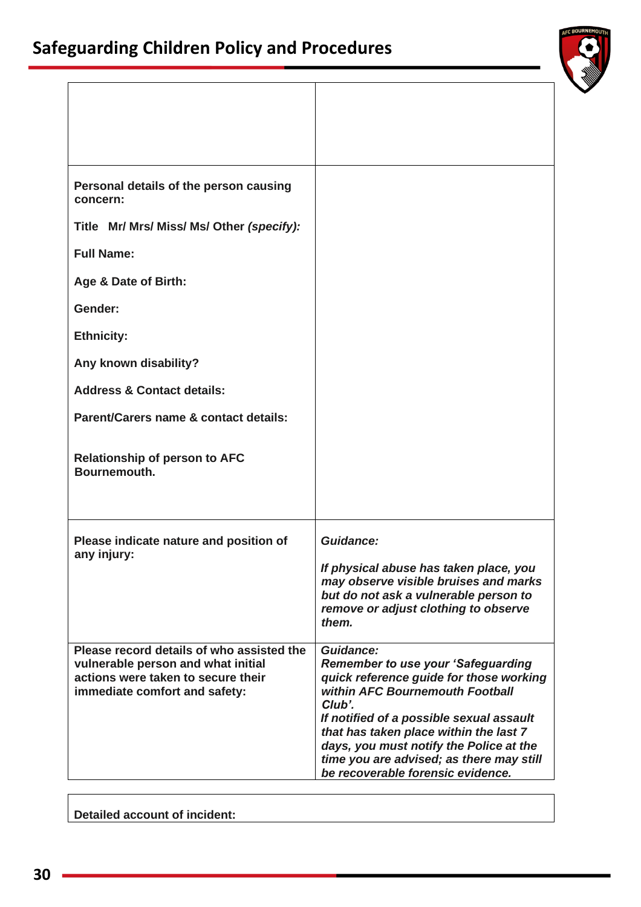| | |
|---|---|
| | |
| **Personal details of the person causing concern:**<br><br>**Title Mr/ Mrs/ Miss/ Ms/ Other *(specify):***<br><br>**Full Name:**<br><br>**Age & Date of Birth:**<br><br>**Gender:**<br><br>**Ethnicity:**<br><br>**Any known disability?**<br><br>**Address & Contact details:**<br><br>**Parent/Carers name & contact details:**<br><br>**Relationship of person to AFC Bournemouth.** | |
| **Please indicate nature and position of any injury:** | ***Guidance:***<br><br>***If physical abuse has taken place, you may observe visible bruises and marks but do not ask a vulnerable person to remove or adjust clothing to observe them.*** |
| **Please record details of who assisted the vulnerable person and what initial actions were taken to secure their immediate comfort and safety:** | ***Guidance:***<br>***Remember to use your 'Safeguarding quick reference guide for those working within AFC Bournemouth Football Club'.***<br>***If notified of a possible sexual assault that has taken place within the last 7 days, you must notify the Police at the time you are advised; as there may still be recoverable forensic evidence.*** |

| **Detailed account of incident:** |
|---|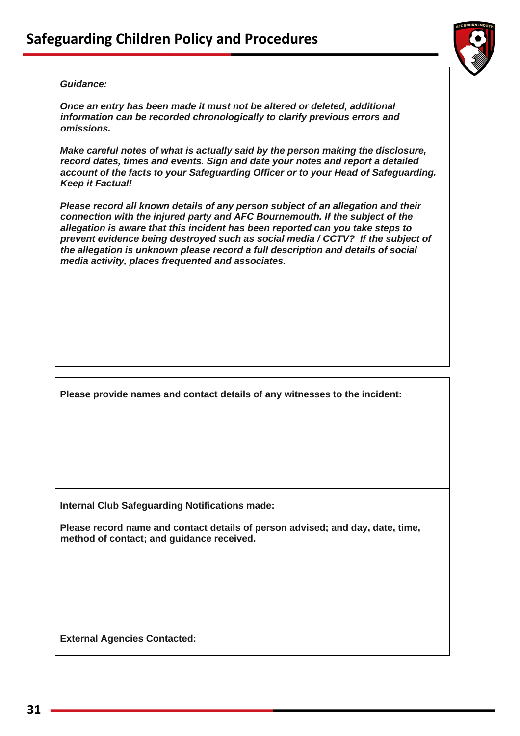***Guidance:***

***Once an entry has been made it must not be altered or deleted, additional information can be recorded chronologically to clarify previous errors and omissions.***

***Make careful notes of what is actually said by the person making the disclosure, record dates, times and events. Sign and date your notes and report a detailed account of the facts to your Safeguarding Officer or to your Head of Safeguarding. Keep it Factual!***

***Please record all known details of any person subject of an allegation and their connection with the injured party and AFC Bournemouth. If the subject of the allegation is aware that this incident has been reported can you take steps to prevent evidence being destroyed such as social media / CCTV? If the subject of the allegation is unknown please record a full description and details of social media activity, places frequented and associates.***

**Please provide names and contact details of any witnesses to the incident:**

**Internal Club Safeguarding Notifications made:**

**Please record name and contact details of person advised; and day, date, time, method of contact; and guidance received.**

**External Agencies Contacted:**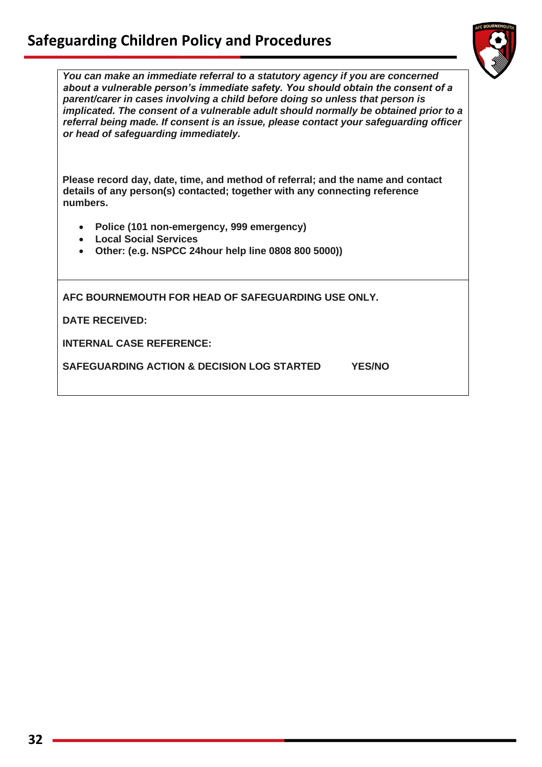***You can make an immediate referral to a statutory agency if you are concerned about a vulnerable person's immediate safety. You should obtain the consent of a parent/carer in cases involving a child before doing so unless that person is implicated. The consent of a vulnerable adult should normally be obtained prior to a referral being made. If consent is an issue, please contact your safeguarding officer or head of safeguarding immediately.***

**Please record day, date, time, and method of referral; and the name and contact details of any person(s) contacted; together with any connecting reference numbers.**

- **Police (101 non-emergency, 999 emergency)**
- **Local Social Services**
- **Other: (e.g. NSPCC 24hour help line 0808 800 5000))**

---

**AFC BOURNEMOUTH FOR HEAD OF SAFEGUARDING USE ONLY.**

**DATE RECEIVED:**

**INTERNAL CASE REFERENCE:**

**SAFEGUARDING ACTION & DECISION LOG STARTED YES/NO**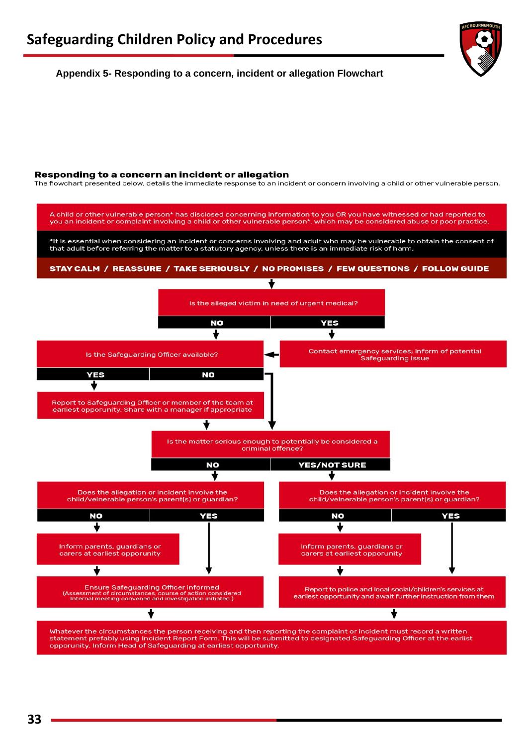## Appendix 5- Responding to a concern, incident or allegation Flowchart

### Responding to a concern an incident or allegation

The flowchart presented below, details the immediate response to an incident or concern involving a child or other vulnerable person.

A child or other vulnerable person* has disclosed concerning information to you OR you have witnessed or had reported to you an incident or complaint involving a child or other vulnerable person*, which may be considered abuse or poor practice.

*It is essential when considering an incident or concerns involving and adult who may be vulnerable to obtain the consent of that adult before referring the matter to a statutory agency, unless there is an immediate risk of harm.

**STAY CALM / REASSURE / TAKE SERIOUSLY / NO PROMISES / FEW QUESTIONS / FOLLOW GUIDE**

↓

**Is the alleged victim in need of urgent medical?**

- **NO** → Is the Safeguarding Officer available?
- **YES** → Contact emergency services; inform of potential Safeguarding issue → Is the Safeguarding Officer available?

**Is the Safeguarding Officer available?**

- **YES** → Report to Safeguarding Officer or member of the team at earliest opportunity. Share with a manager if appropriate → Is the matter serious enough to potentially be considered a criminal offence?
- **NO** → Is the matter serious enough to potentially be considered a criminal offence?

**Is the matter serious enough to potentially be considered a criminal offence?**

- **NO** → Does the allegation or incident involve the child/velnerable person's parent(s) or guardian?
  - **NO** → Inform parents, guardians or carers at earliest opportunity → Ensure Safeguarding Officer informed (Assessment of circumstances, course of action considered Internal meeting convened and investigation initiated.)
  - **YES** → Ensure Safeguarding Officer informed (Assessment of circumstances, course of action considered Internal meeting convened and investigation initiated.)
- **YES/NOT SURE** → Does the allegation or incident involve the child/velnerable person's parent(s) or guardian?
  - **NO** → Inform parents, guardians or carers at earliest opportunity → Report to police and local social/children's services at earliest opportunity and await further instruction from them
  - **YES** → Report to police and local social/children's services at earliest opportunity and await further instruction from them

↓

Whatever the circumstances the person receiving and then reporting the complaint or incident must record a written statement prefably using Incident Report Form. This will be submitted to designated Safeguarding Officer at the earlist opportunity. Inform Head of Safeguarding at earliest opportunity.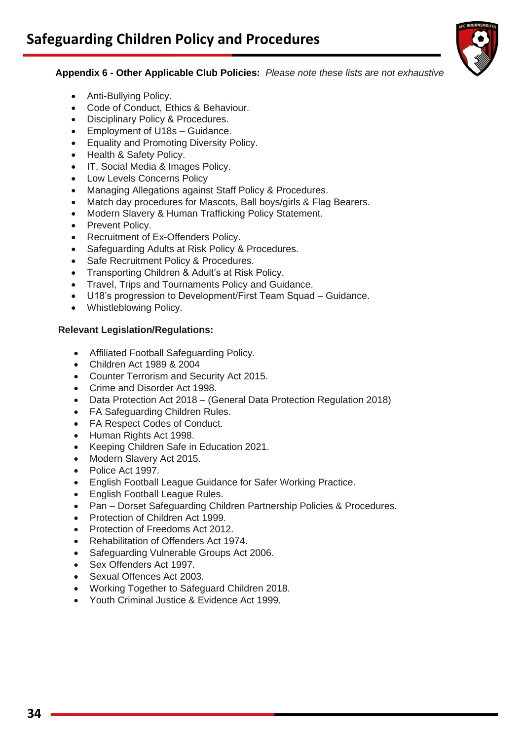**Appendix 6 - Other Applicable Club Policies:** *Please note these lists are not exhaustive*

- Anti-Bullying Policy.
- Code of Conduct, Ethics & Behaviour.
- Disciplinary Policy & Procedures.
- Employment of U18s – Guidance.
- Equality and Promoting Diversity Policy.
- Health & Safety Policy.
- IT, Social Media & Images Policy.
- Low Levels Concerns Policy
- Managing Allegations against Staff Policy & Procedures.
- Match day procedures for Mascots, Ball boys/girls & Flag Bearers.
- Modern Slavery & Human Trafficking Policy Statement.
- Prevent Policy.
- Recruitment of Ex-Offenders Policy.
- Safeguarding Adults at Risk Policy & Procedures.
- Safe Recruitment Policy & Procedures.
- Transporting Children & Adult's at Risk Policy.
- Travel, Trips and Tournaments Policy and Guidance.
- U18's progression to Development/First Team Squad – Guidance.
- Whistleblowing Policy.

**Relevant Legislation/Regulations:**

- Affiliated Football Safeguarding Policy.
- Children Act 1989 & 2004
- Counter Terrorism and Security Act 2015.
- Crime and Disorder Act 1998.
- Data Protection Act 2018 – (General Data Protection Regulation 2018)
- FA Safeguarding Children Rules.
- FA Respect Codes of Conduct.
- Human Rights Act 1998.
- Keeping Children Safe in Education 2021.
- Modern Slavery Act 2015.
- Police Act 1997.
- English Football League Guidance for Safer Working Practice.
- English Football League Rules.
- Pan – Dorset Safeguarding Children Partnership Policies & Procedures.
- Protection of Children Act 1999.
- Protection of Freedoms Act 2012.
- Rehabilitation of Offenders Act 1974.
- Safeguarding Vulnerable Groups Act 2006.
- Sex Offenders Act 1997.
- Sexual Offences Act 2003.
- Working Together to Safeguard Children 2018.
- Youth Criminal Justice & Evidence Act 1999.